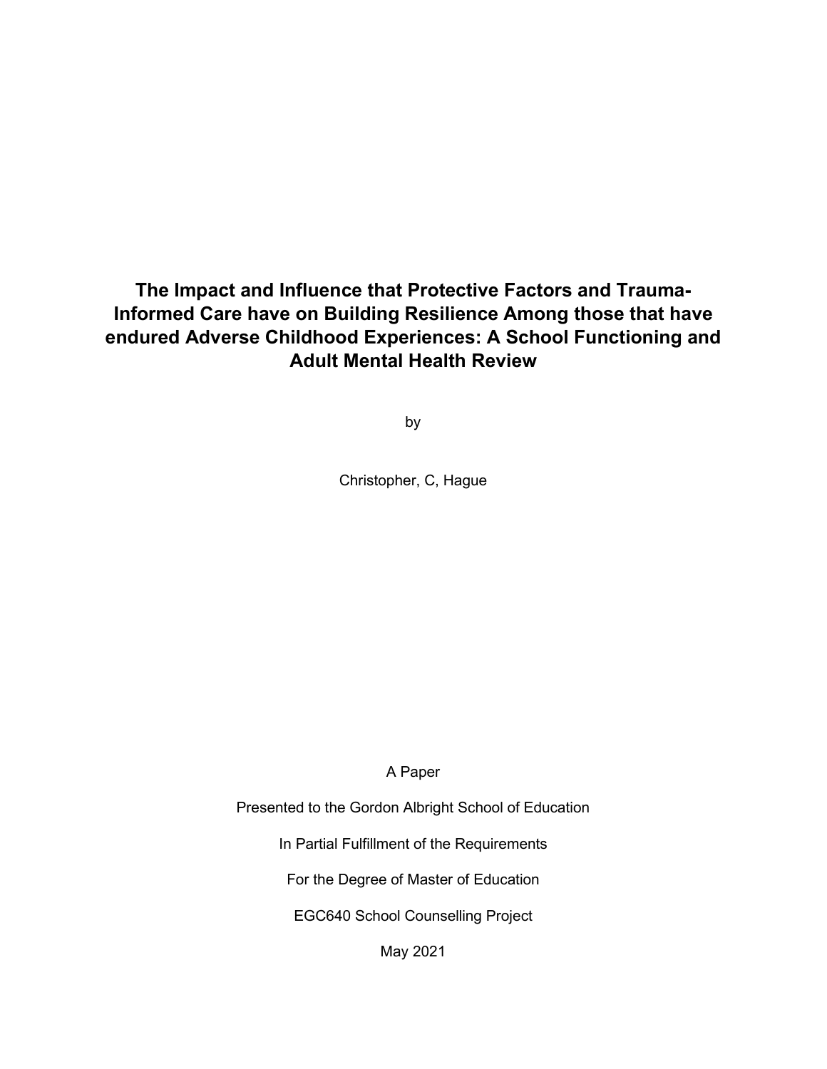# The Impact and Influence that Protective Factors and Trauma-Informed Care have on Building Resilience Among those that have endured Adverse Childhood Experiences: A School Functioning and Adult Mental Health Review

by

Christopher, C, Hague

A Paper

Presented to the Gordon Albright School of Education

In Partial Fulfillment of the Requirements

For the Degree of Master of Education

EGC640 School Counselling Project

May 2021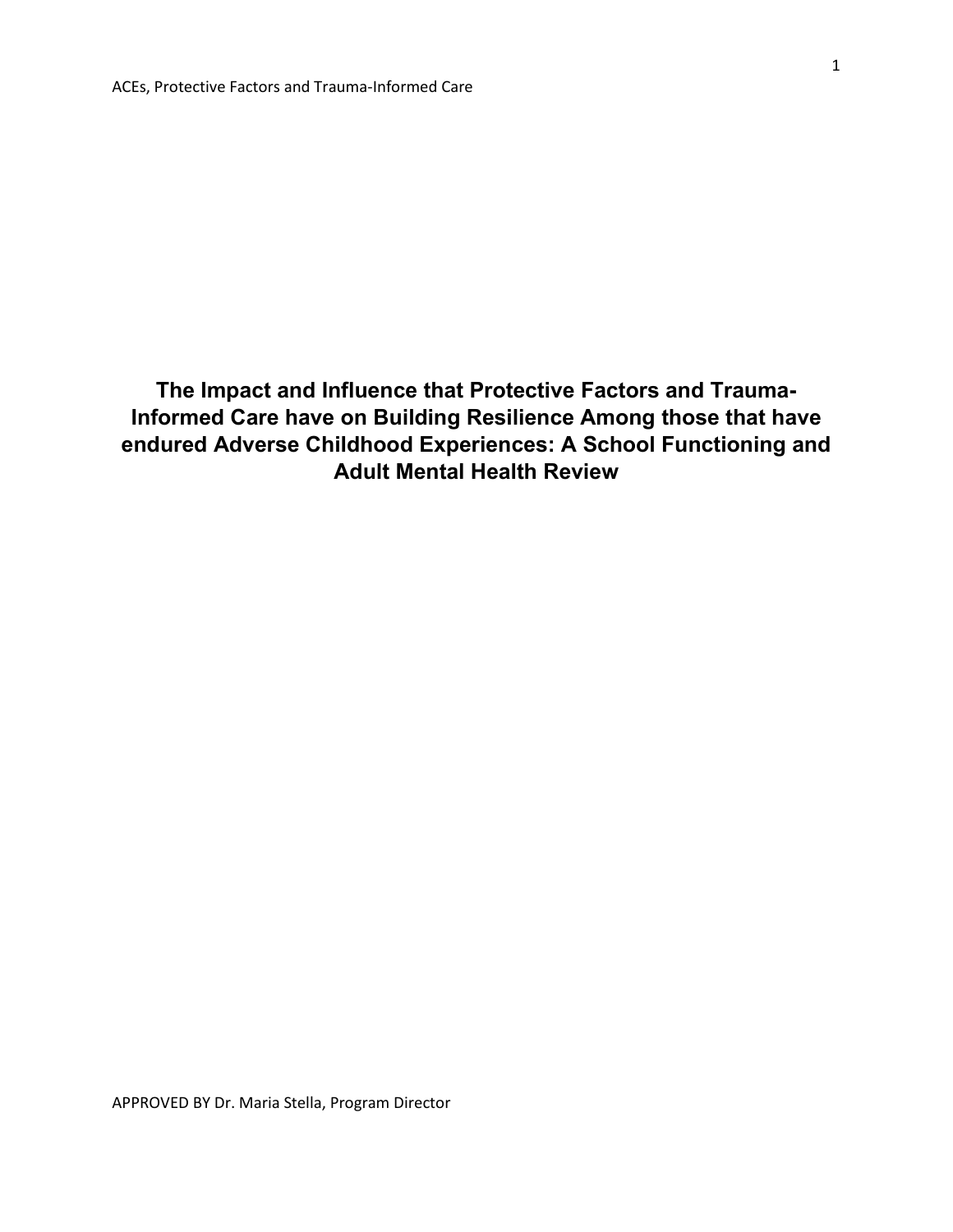# The Impact and Influence that Protective Factors and Trauma-Informed Care have on Building Resilience Among those that have endured Adverse Childhood Experiences: A School Functioning and Adult Mental Health Review

APPROVED BY Dr. Maria Stella, Program Director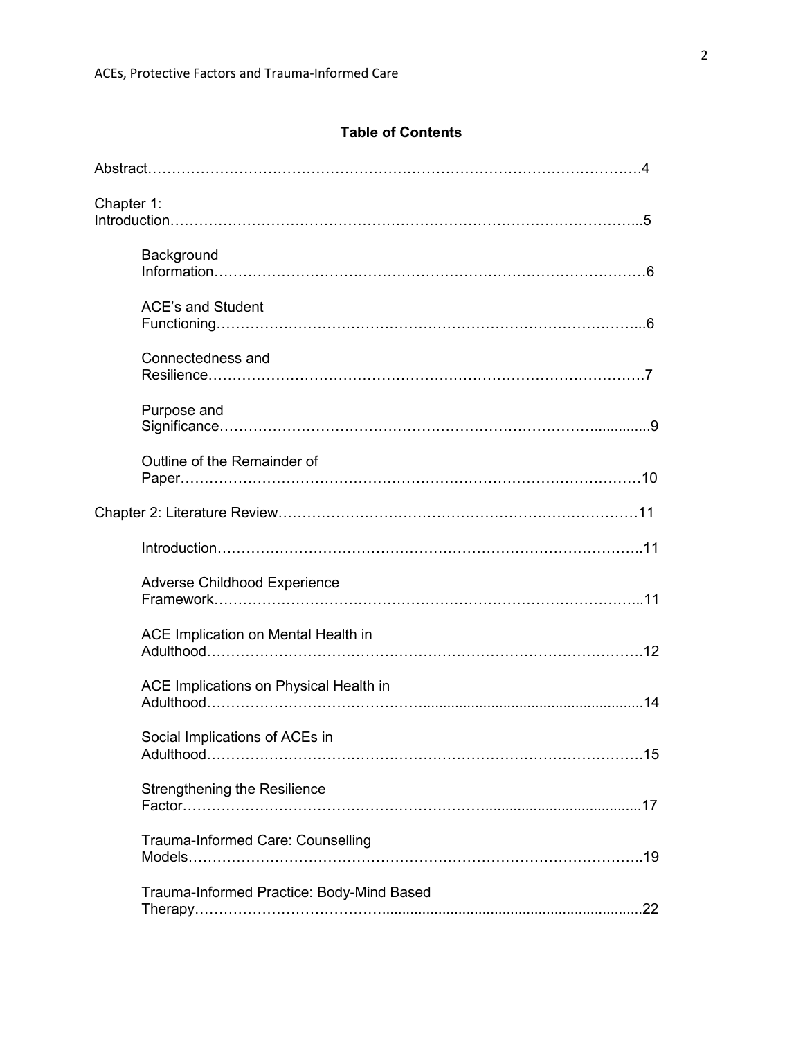**Table of Contents**

Abstract……………………………………………………………………………………….4

Chapter 1: Introduction…………………………………………………………………………………...5

- Background Information……………………………………………………………………………6
- ACE's and Student Functioning…………………………………………………………………………...6
- Connectedness and Resilience……………………………………………………………………………7
- Purpose and Significance………………………………………………………………….............9
- Outline of the Remainder of Paper……………………………………………………………………………10

Chapter 2: Literature Review………………………………………………………………11

- Introduction…………………………………………………………………………..11
- Adverse Childhood Experience Framework…………………………………………………………………………...11
- ACE Implication on Mental Health in Adulthood…………………………………………………………………………12
- ACE Implications on Physical Health in Adulthood……………………………………........................................................14
- Social Implications of ACEs in Adulthood…………………………………………………………………………15
- Strengthening the Resilience Factor…………………………………………………......................................17
- Trauma-Informed Care: Counselling Models……………………………………………………………………………..19
- Trauma-Informed Practice: Body-Mind Based Therapy……………………………….................................................................22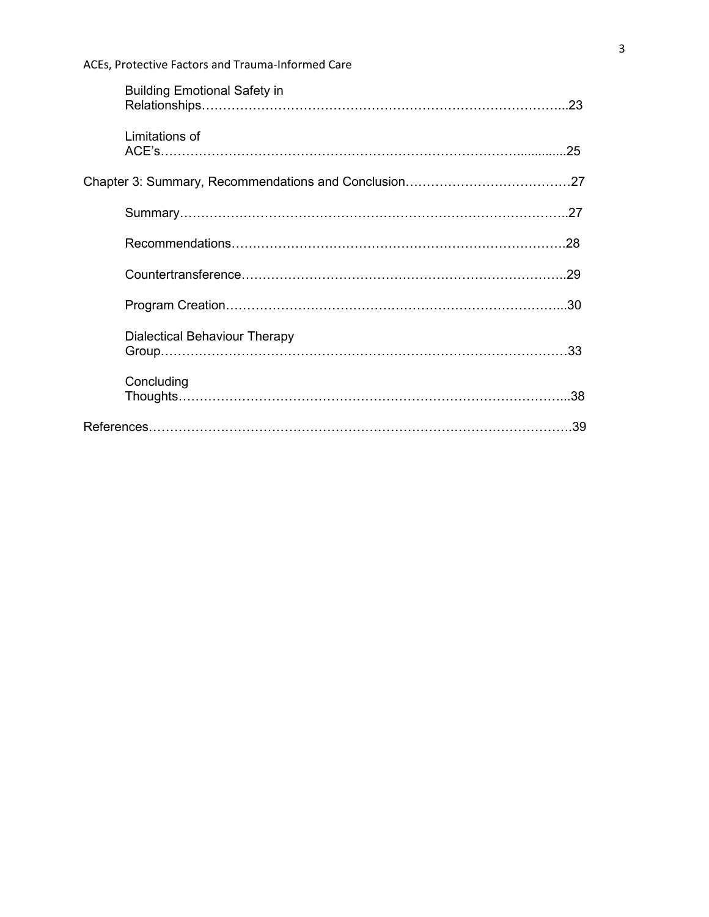Building Emotional Safety in Relationships……………………………………………………………………………..23

Limitations of ACE's…………………………………………………………………………….............25

Chapter 3: Summary, Recommendations and Conclusion…………………………………27

Summary……………………………………………………………………………..27

Recommendations………………………………………………………………….28

Countertransference……………………………………………………………….29

Program Creation…………………………………………………………………...30

Dialectical Behaviour Therapy Group…………………………………………………………………………………33

Concluding Thoughts………………………………………………………………………………...38

References……………………………………………………………………………………….39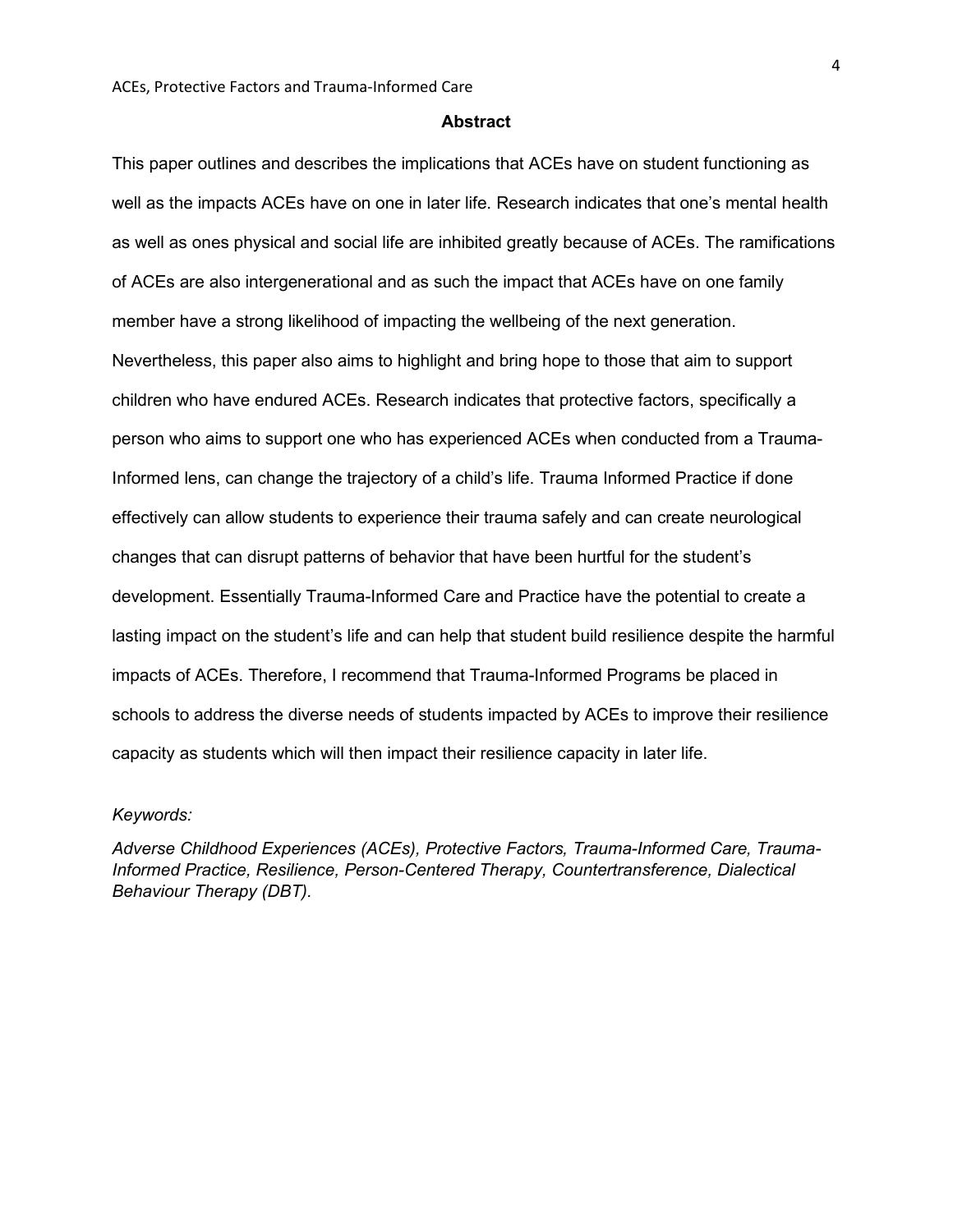## Abstract

This paper outlines and describes the implications that ACEs have on student functioning as well as the impacts ACEs have on one in later life. Research indicates that one's mental health as well as ones physical and social life are inhibited greatly because of ACEs. The ramifications of ACEs are also intergenerational and as such the impact that ACEs have on one family member have a strong likelihood of impacting the wellbeing of the next generation. Nevertheless, this paper also aims to highlight and bring hope to those that aim to support children who have endured ACEs. Research indicates that protective factors, specifically a person who aims to support one who has experienced ACEs when conducted from a Trauma-Informed lens, can change the trajectory of a child's life. Trauma Informed Practice if done effectively can allow students to experience their trauma safely and can create neurological changes that can disrupt patterns of behavior that have been hurtful for the student's development. Essentially Trauma-Informed Care and Practice have the potential to create a lasting impact on the student's life and can help that student build resilience despite the harmful impacts of ACEs. Therefore, I recommend that Trauma-Informed Programs be placed in schools to address the diverse needs of students impacted by ACEs to improve their resilience capacity as students which will then impact their resilience capacity in later life.

*Keywords:*

*Adverse Childhood Experiences (ACEs), Protective Factors, Trauma-Informed Care, Trauma-Informed Practice, Resilience, Person-Centered Therapy, Countertransference, Dialectical Behaviour Therapy (DBT).*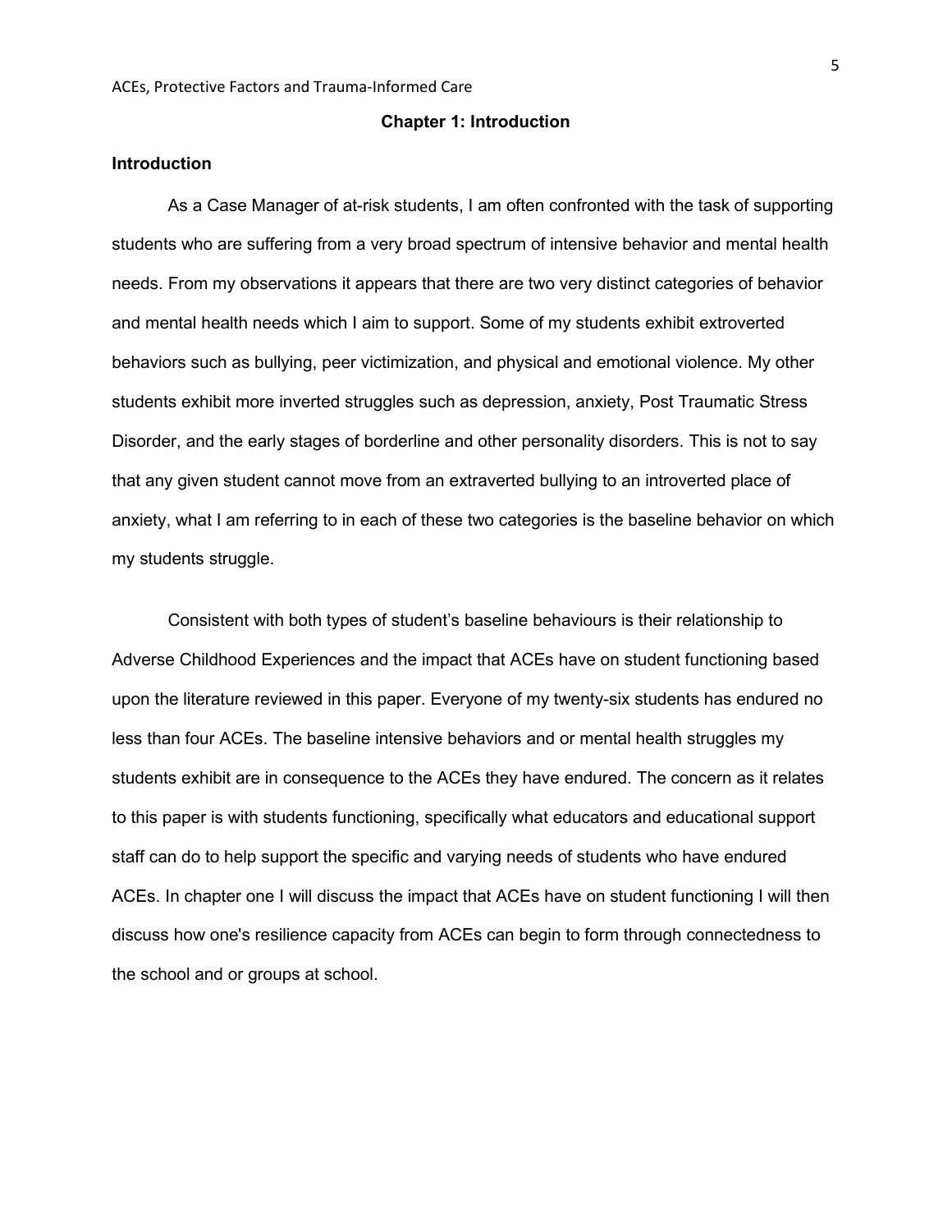## Chapter 1: Introduction

### Introduction

As a Case Manager of at-risk students, I am often confronted with the task of supporting students who are suffering from a very broad spectrum of intensive behavior and mental health needs. From my observations it appears that there are two very distinct categories of behavior and mental health needs which I aim to support. Some of my students exhibit extroverted behaviors such as bullying, peer victimization, and physical and emotional violence. My other students exhibit more inverted struggles such as depression, anxiety, Post Traumatic Stress Disorder, and the early stages of borderline and other personality disorders. This is not to say that any given student cannot move from an extraverted bullying to an introverted place of anxiety, what I am referring to in each of these two categories is the baseline behavior on which my students struggle.

Consistent with both types of student's baseline behaviours is their relationship to Adverse Childhood Experiences and the impact that ACEs have on student functioning based upon the literature reviewed in this paper. Everyone of my twenty-six students has endured no less than four ACEs. The baseline intensive behaviors and or mental health struggles my students exhibit are in consequence to the ACEs they have endured. The concern as it relates to this paper is with students functioning, specifically what educators and educational support staff can do to help support the specific and varying needs of students who have endured ACEs. In chapter one I will discuss the impact that ACEs have on student functioning I will then discuss how one's resilience capacity from ACEs can begin to form through connectedness to the school and or groups at school.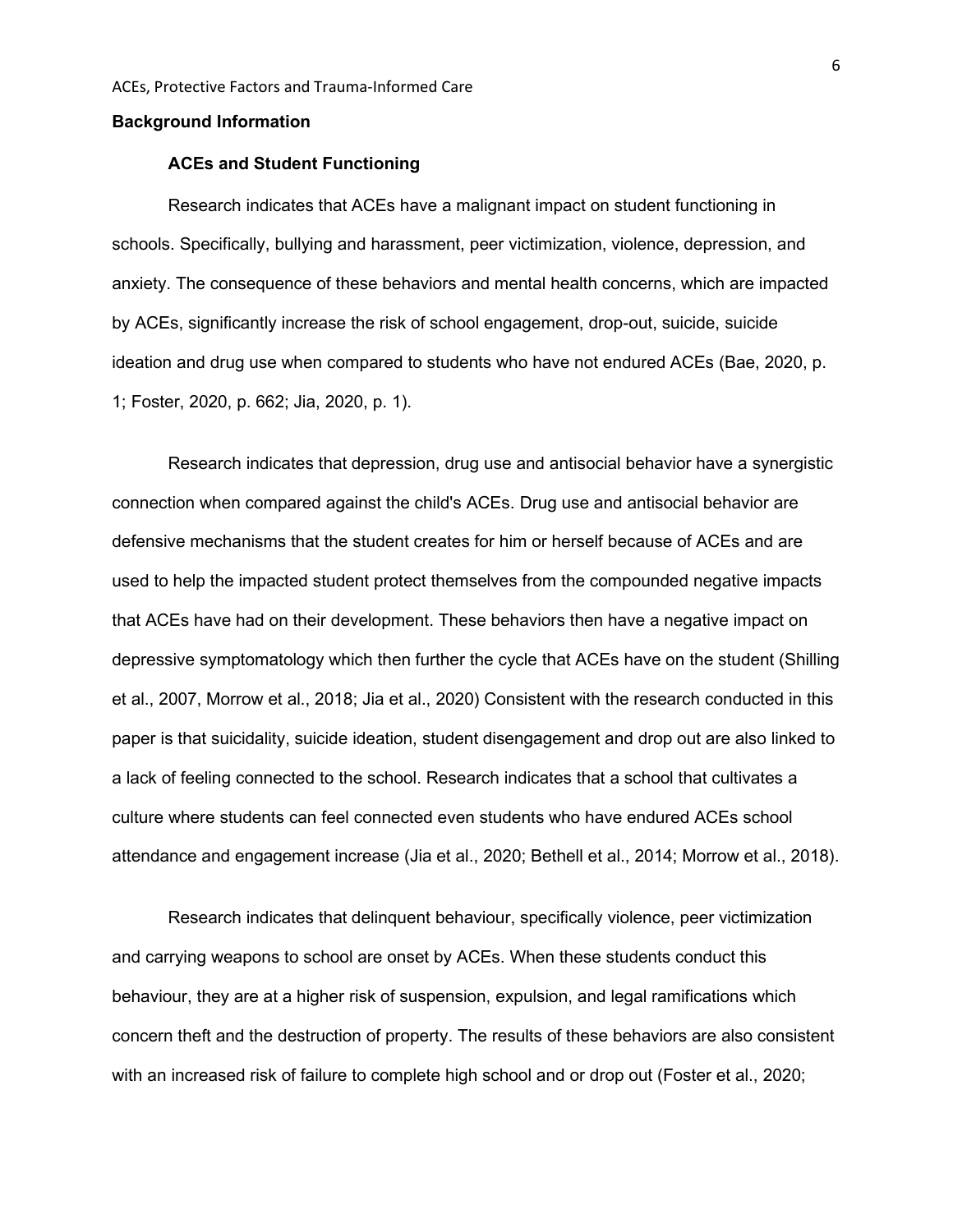## Background Information

### ACEs and Student Functioning

Research indicates that ACEs have a malignant impact on student functioning in schools. Specifically, bullying and harassment, peer victimization, violence, depression, and anxiety. The consequence of these behaviors and mental health concerns, which are impacted by ACEs, significantly increase the risk of school engagement, drop-out, suicide, suicide ideation and drug use when compared to students who have not endured ACEs (Bae, 2020, p. 1; Foster, 2020, p. 662; Jia, 2020, p. 1).

Research indicates that depression, drug use and antisocial behavior have a synergistic connection when compared against the child's ACEs. Drug use and antisocial behavior are defensive mechanisms that the student creates for him or herself because of ACEs and are used to help the impacted student protect themselves from the compounded negative impacts that ACEs have had on their development. These behaviors then have a negative impact on depressive symptomatology which then further the cycle that ACEs have on the student (Shilling et al., 2007, Morrow et al., 2018; Jia et al., 2020) Consistent with the research conducted in this paper is that suicidality, suicide ideation, student disengagement and drop out are also linked to a lack of feeling connected to the school. Research indicates that a school that cultivates a culture where students can feel connected even students who have endured ACEs school attendance and engagement increase (Jia et al., 2020; Bethell et al., 2014; Morrow et al., 2018).

Research indicates that delinquent behaviour, specifically violence, peer victimization and carrying weapons to school are onset by ACEs. When these students conduct this behaviour, they are at a higher risk of suspension, expulsion, and legal ramifications which concern theft and the destruction of property. The results of these behaviors are also consistent with an increased risk of failure to complete high school and or drop out (Foster et al., 2020;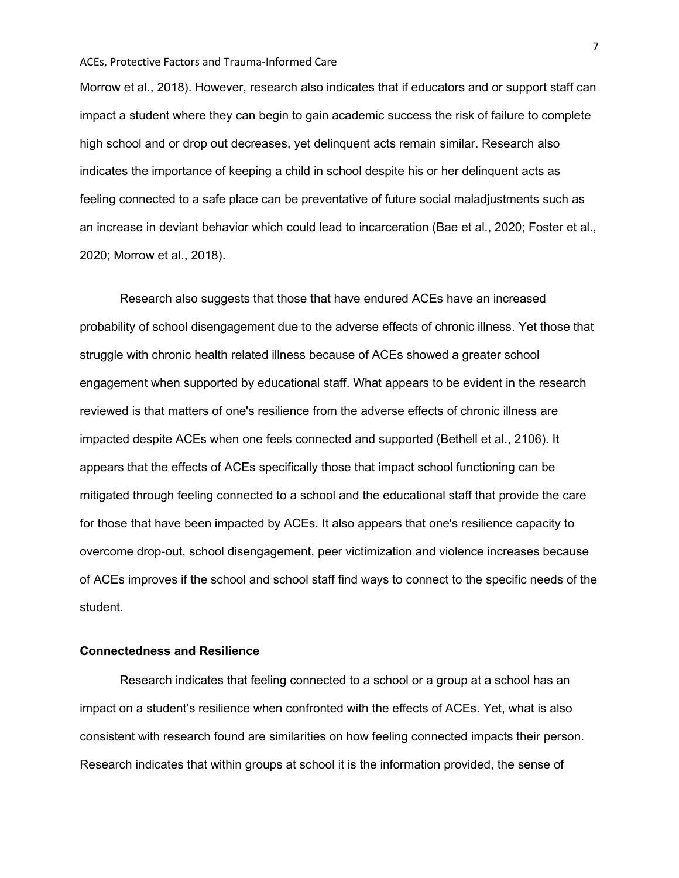Morrow et al., 2018). However, research also indicates that if educators and or support staff can impact a student where they can begin to gain academic success the risk of failure to complete high school and or drop out decreases, yet delinquent acts remain similar. Research also indicates the importance of keeping a child in school despite his or her delinquent acts as feeling connected to a safe place can be preventative of future social maladjustments such as an increase in deviant behavior which could lead to incarceration (Bae et al., 2020; Foster et al., 2020; Morrow et al., 2018).

Research also suggests that those that have endured ACEs have an increased probability of school disengagement due to the adverse effects of chronic illness. Yet those that struggle with chronic health related illness because of ACEs showed a greater school engagement when supported by educational staff. What appears to be evident in the research reviewed is that matters of one's resilience from the adverse effects of chronic illness are impacted despite ACEs when one feels connected and supported (Bethell et al., 2106). It appears that the effects of ACEs specifically those that impact school functioning can be mitigated through feeling connected to a school and the educational staff that provide the care for those that have been impacted by ACEs. It also appears that one's resilience capacity to overcome drop-out, school disengagement, peer victimization and violence increases because of ACEs improves if the school and school staff find ways to connect to the specific needs of the student.

## Connectedness and Resilience

Research indicates that feeling connected to a school or a group at a school has an impact on a student's resilience when confronted with the effects of ACEs. Yet, what is also consistent with research found are similarities on how feeling connected impacts their person. Research indicates that within groups at school it is the information provided, the sense of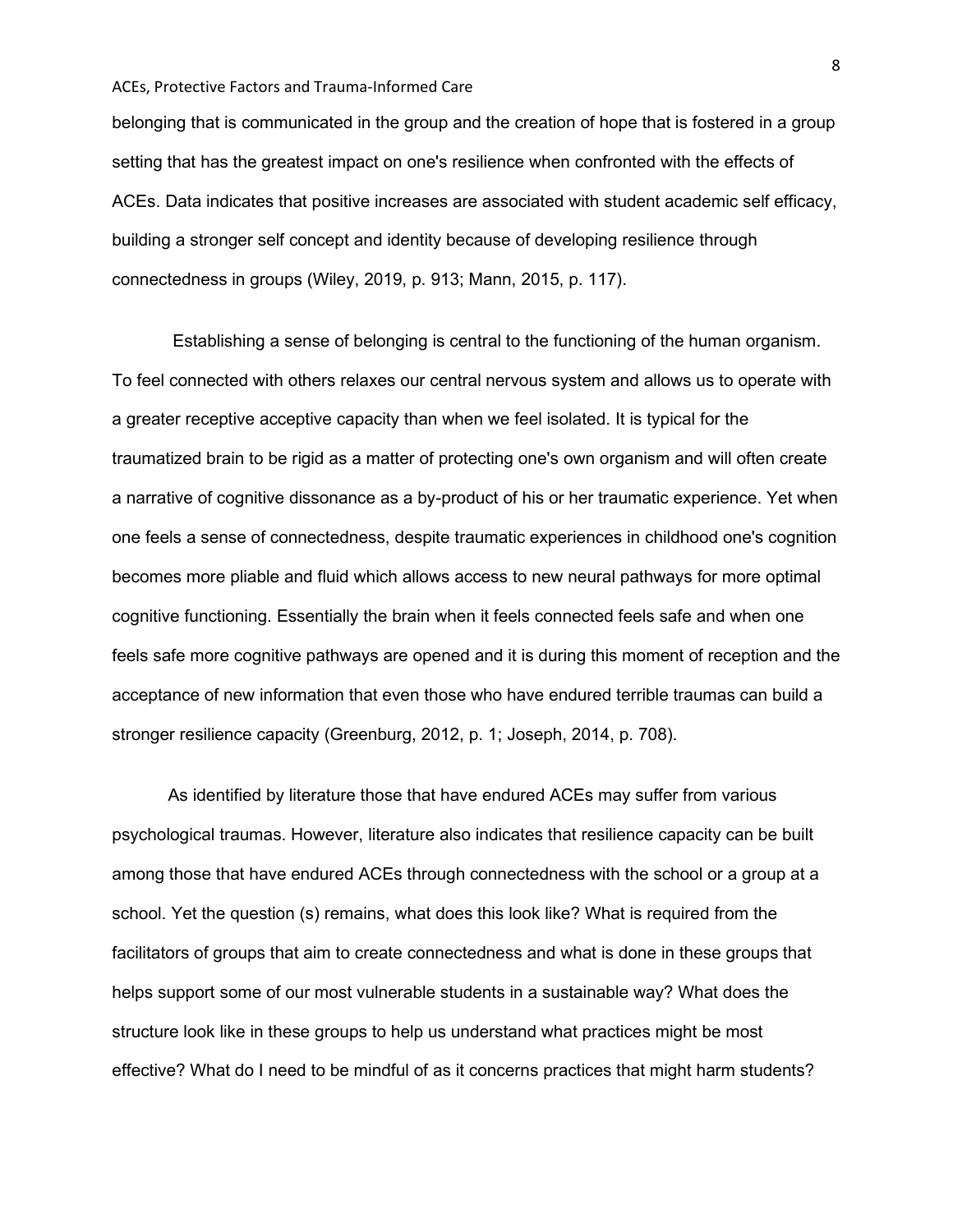belonging that is communicated in the group and the creation of hope that is fostered in a group setting that has the greatest impact on one's resilience when confronted with the effects of ACEs. Data indicates that positive increases are associated with student academic self efficacy, building a stronger self concept and identity because of developing resilience through connectedness in groups (Wiley, 2019, p. 913; Mann, 2015, p. 117).

Establishing a sense of belonging is central to the functioning of the human organism. To feel connected with others relaxes our central nervous system and allows us to operate with a greater receptive acceptive capacity than when we feel isolated. It is typical for the traumatized brain to be rigid as a matter of protecting one's own organism and will often create a narrative of cognitive dissonance as a by-product of his or her traumatic experience. Yet when one feels a sense of connectedness, despite traumatic experiences in childhood one's cognition becomes more pliable and fluid which allows access to new neural pathways for more optimal cognitive functioning. Essentially the brain when it feels connected feels safe and when one feels safe more cognitive pathways are opened and it is during this moment of reception and the acceptance of new information that even those who have endured terrible traumas can build a stronger resilience capacity (Greenburg, 2012, p. 1; Joseph, 2014, p. 708).

As identified by literature those that have endured ACEs may suffer from various psychological traumas. However, literature also indicates that resilience capacity can be built among those that have endured ACEs through connectedness with the school or a group at a school. Yet the question (s) remains, what does this look like? What is required from the facilitators of groups that aim to create connectedness and what is done in these groups that helps support some of our most vulnerable students in a sustainable way? What does the structure look like in these groups to help us understand what practices might be most effective? What do I need to be mindful of as it concerns practices that might harm students?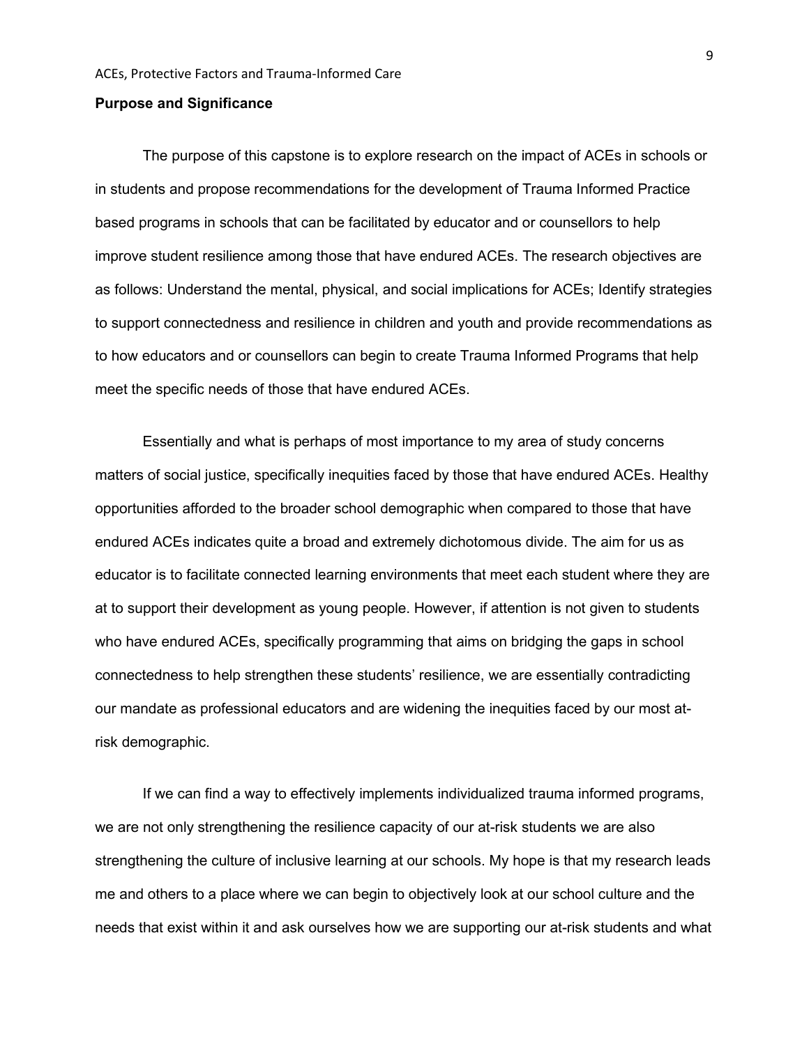**Purpose and Significance**

The purpose of this capstone is to explore research on the impact of ACEs in schools or in students and propose recommendations for the development of Trauma Informed Practice based programs in schools that can be facilitated by educator and or counsellors to help improve student resilience among those that have endured ACEs. The research objectives are as follows: Understand the mental, physical, and social implications for ACEs; Identify strategies to support connectedness and resilience in children and youth and provide recommendations as to how educators and or counsellors can begin to create Trauma Informed Programs that help meet the specific needs of those that have endured ACEs.

Essentially and what is perhaps of most importance to my area of study concerns matters of social justice, specifically inequities faced by those that have endured ACEs. Healthy opportunities afforded to the broader school demographic when compared to those that have endured ACEs indicates quite a broad and extremely dichotomous divide. The aim for us as educator is to facilitate connected learning environments that meet each student where they are at to support their development as young people. However, if attention is not given to students who have endured ACEs, specifically programming that aims on bridging the gaps in school connectedness to help strengthen these students' resilience, we are essentially contradicting our mandate as professional educators and are widening the inequities faced by our most at-risk demographic.

If we can find a way to effectively implements individualized trauma informed programs, we are not only strengthening the resilience capacity of our at-risk students we are also strengthening the culture of inclusive learning at our schools. My hope is that my research leads me and others to a place where we can begin to objectively look at our school culture and the needs that exist within it and ask ourselves how we are supporting our at-risk students and what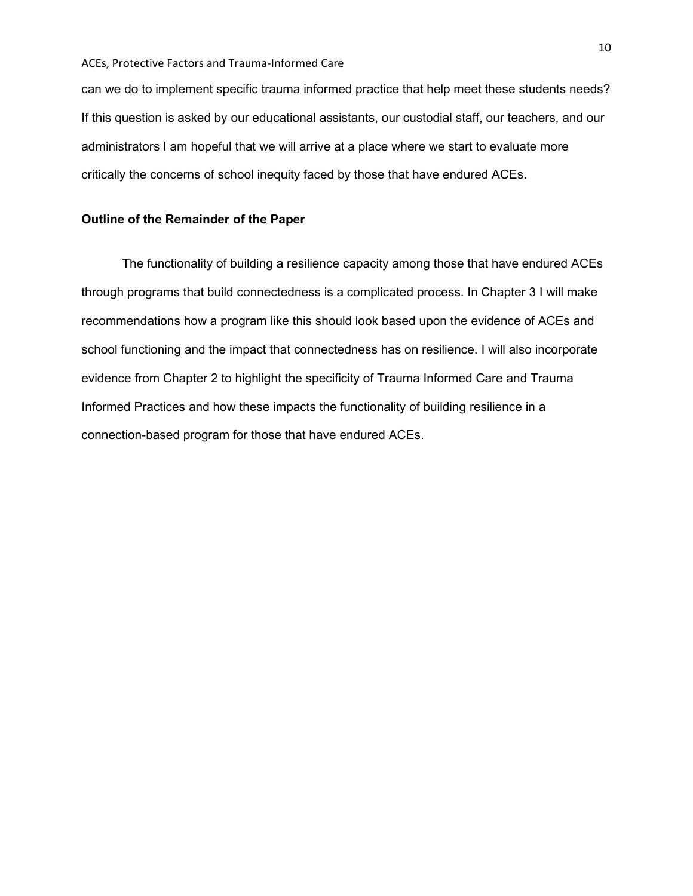can we do to implement specific trauma informed practice that help meet these students needs? If this question is asked by our educational assistants, our custodial staff, our teachers, and our administrators I am hopeful that we will arrive at a place where we start to evaluate more critically the concerns of school inequity faced by those that have endured ACEs.

### Outline of the Remainder of the Paper

The functionality of building a resilience capacity among those that have endured ACEs through programs that build connectedness is a complicated process. In Chapter 3 I will make recommendations how a program like this should look based upon the evidence of ACEs and school functioning and the impact that connectedness has on resilience. I will also incorporate evidence from Chapter 2 to highlight the specificity of Trauma Informed Care and Trauma Informed Practices and how these impacts the functionality of building resilience in a connection-based program for those that have endured ACEs.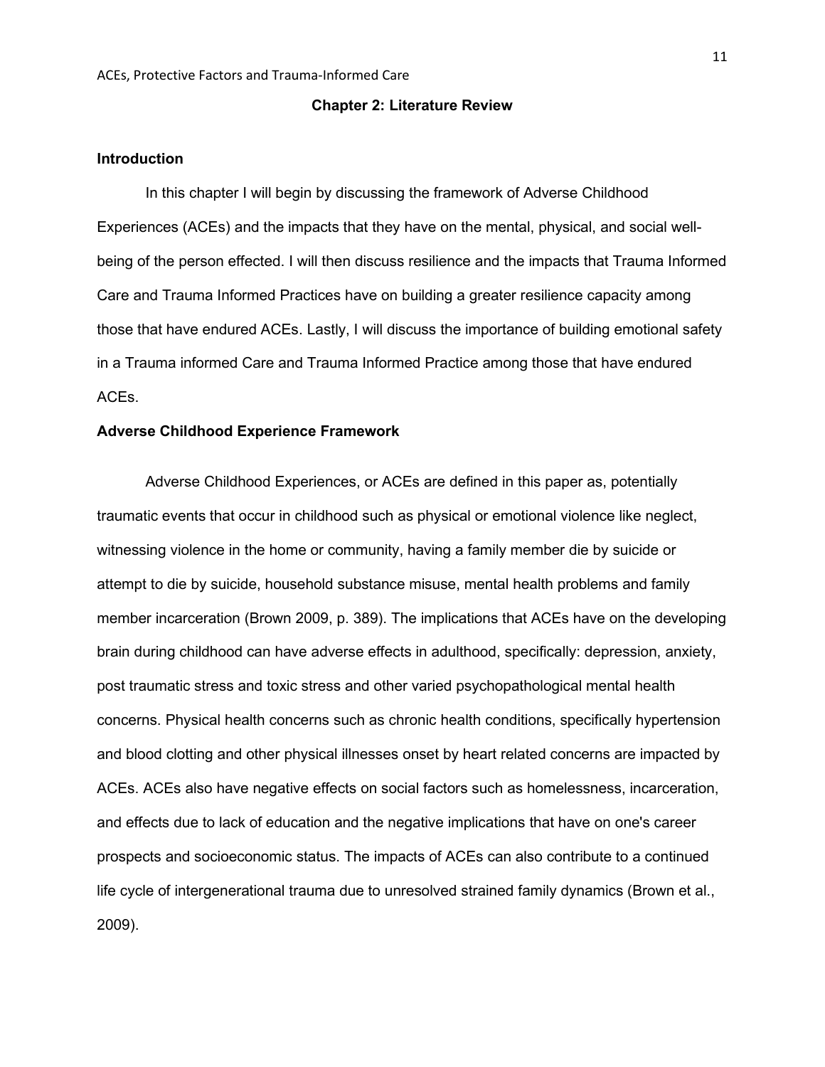## Chapter 2: Literature Review

### Introduction

In this chapter I will begin by discussing the framework of Adverse Childhood Experiences (ACEs) and the impacts that they have on the mental, physical, and social well-being of the person effected. I will then discuss resilience and the impacts that Trauma Informed Care and Trauma Informed Practices have on building a greater resilience capacity among those that have endured ACEs. Lastly, I will discuss the importance of building emotional safety in a Trauma informed Care and Trauma Informed Practice among those that have endured ACEs.

### Adverse Childhood Experience Framework

Adverse Childhood Experiences, or ACEs are defined in this paper as, potentially traumatic events that occur in childhood such as physical or emotional violence like neglect, witnessing violence in the home or community, having a family member die by suicide or attempt to die by suicide, household substance misuse, mental health problems and family member incarceration (Brown 2009, p. 389). The implications that ACEs have on the developing brain during childhood can have adverse effects in adulthood, specifically: depression, anxiety, post traumatic stress and toxic stress and other varied psychopathological mental health concerns. Physical health concerns such as chronic health conditions, specifically hypertension and blood clotting and other physical illnesses onset by heart related concerns are impacted by ACEs. ACEs also have negative effects on social factors such as homelessness, incarceration, and effects due to lack of education and the negative implications that have on one's career prospects and socioeconomic status. The impacts of ACEs can also contribute to a continued life cycle of intergenerational trauma due to unresolved strained family dynamics (Brown et al., 2009).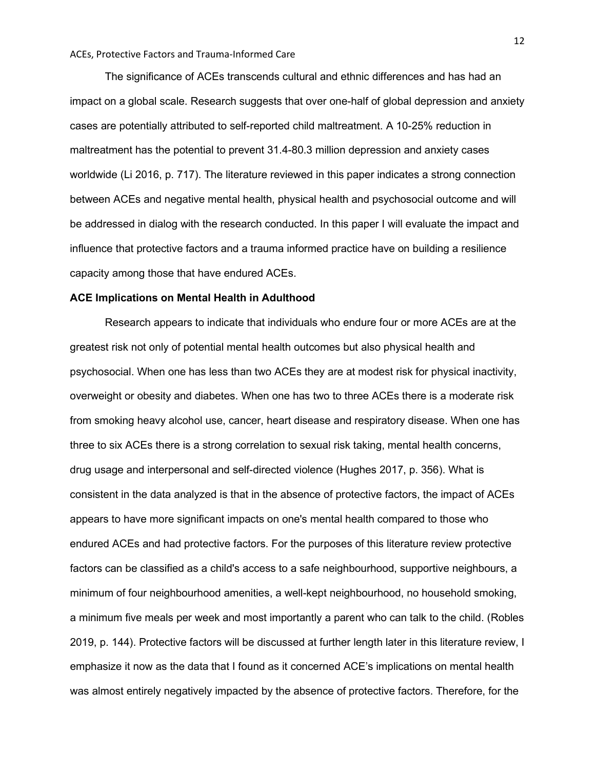The significance of ACEs transcends cultural and ethnic differences and has had an impact on a global scale. Research suggests that over one-half of global depression and anxiety cases are potentially attributed to self-reported child maltreatment. A 10-25% reduction in maltreatment has the potential to prevent 31.4-80.3 million depression and anxiety cases worldwide (Li 2016, p. 717). The literature reviewed in this paper indicates a strong connection between ACEs and negative mental health, physical health and psychosocial outcome and will be addressed in dialog with the research conducted. In this paper I will evaluate the impact and influence that protective factors and a trauma informed practice have on building a resilience capacity among those that have endured ACEs.

**ACE Implications on Mental Health in Adulthood**

Research appears to indicate that individuals who endure four or more ACEs are at the greatest risk not only of potential mental health outcomes but also physical health and psychosocial. When one has less than two ACEs they are at modest risk for physical inactivity, overweight or obesity and diabetes. When one has two to three ACEs there is a moderate risk from smoking heavy alcohol use, cancer, heart disease and respiratory disease. When one has three to six ACEs there is a strong correlation to sexual risk taking, mental health concerns, drug usage and interpersonal and self-directed violence (Hughes 2017, p. 356). What is consistent in the data analyzed is that in the absence of protective factors, the impact of ACEs appears to have more significant impacts on one's mental health compared to those who endured ACEs and had protective factors. For the purposes of this literature review protective factors can be classified as a child's access to a safe neighbourhood, supportive neighbours, a minimum of four neighbourhood amenities, a well-kept neighbourhood, no household smoking, a minimum five meals per week and most importantly a parent who can talk to the child. (Robles 2019, p. 144). Protective factors will be discussed at further length later in this literature review, I emphasize it now as the data that I found as it concerned ACE's implications on mental health was almost entirely negatively impacted by the absence of protective factors. Therefore, for the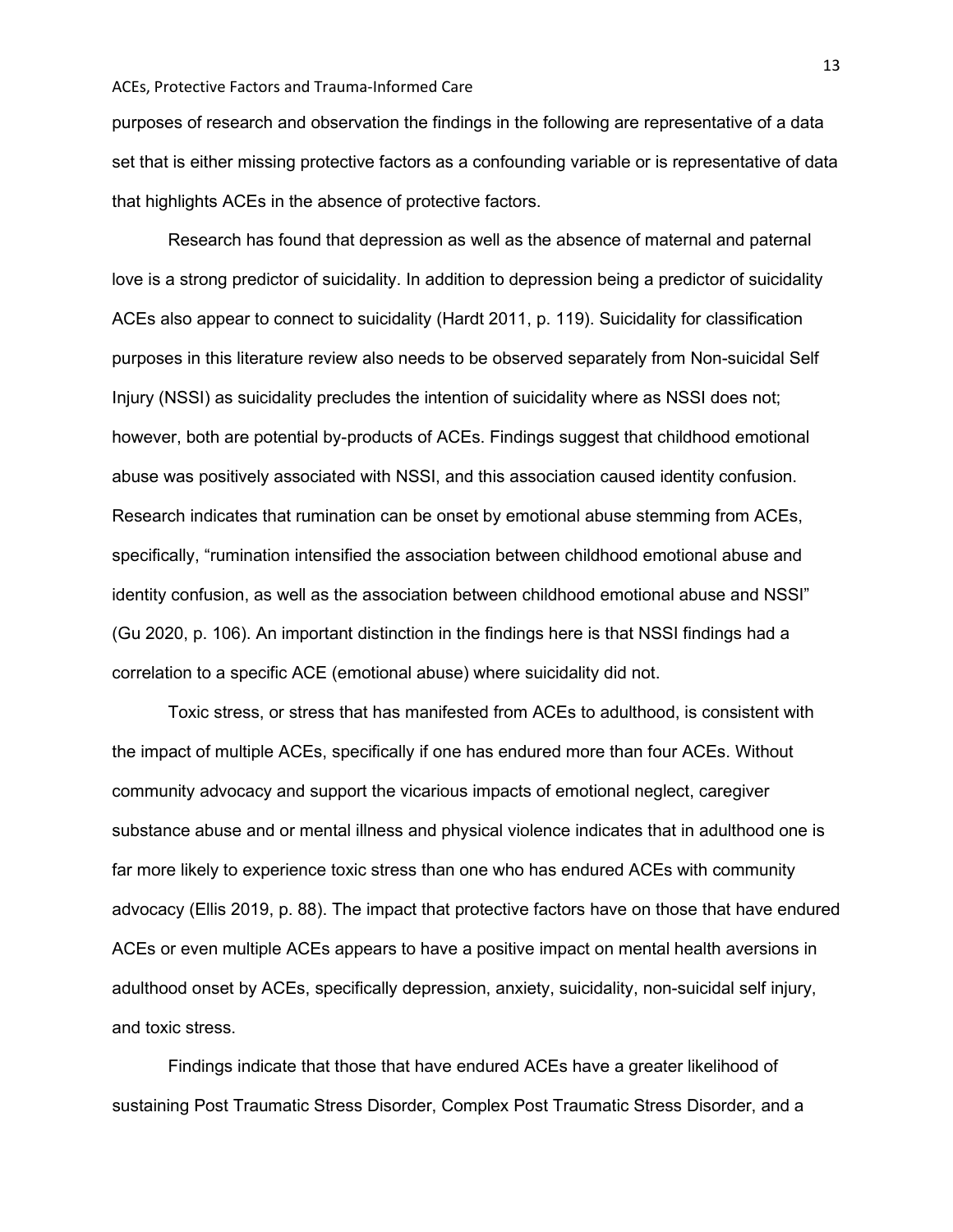purposes of research and observation the findings in the following are representative of a data set that is either missing protective factors as a confounding variable or is representative of data that highlights ACEs in the absence of protective factors.

Research has found that depression as well as the absence of maternal and paternal love is a strong predictor of suicidality. In addition to depression being a predictor of suicidality ACEs also appear to connect to suicidality (Hardt 2011, p. 119). Suicidality for classification purposes in this literature review also needs to be observed separately from Non-suicidal Self Injury (NSSI) as suicidality precludes the intention of suicidality where as NSSI does not; however, both are potential by-products of ACEs. Findings suggest that childhood emotional abuse was positively associated with NSSI, and this association caused identity confusion. Research indicates that rumination can be onset by emotional abuse stemming from ACEs, specifically, "rumination intensified the association between childhood emotional abuse and identity confusion, as well as the association between childhood emotional abuse and NSSI" (Gu 2020, p. 106). An important distinction in the findings here is that NSSI findings had a correlation to a specific ACE (emotional abuse) where suicidality did not.

Toxic stress, or stress that has manifested from ACEs to adulthood, is consistent with the impact of multiple ACEs, specifically if one has endured more than four ACEs. Without community advocacy and support the vicarious impacts of emotional neglect, caregiver substance abuse and or mental illness and physical violence indicates that in adulthood one is far more likely to experience toxic stress than one who has endured ACEs with community advocacy (Ellis 2019, p. 88). The impact that protective factors have on those that have endured ACEs or even multiple ACEs appears to have a positive impact on mental health aversions in adulthood onset by ACEs, specifically depression, anxiety, suicidality, non-suicidal self injury, and toxic stress.

Findings indicate that those that have endured ACEs have a greater likelihood of sustaining Post Traumatic Stress Disorder, Complex Post Traumatic Stress Disorder, and a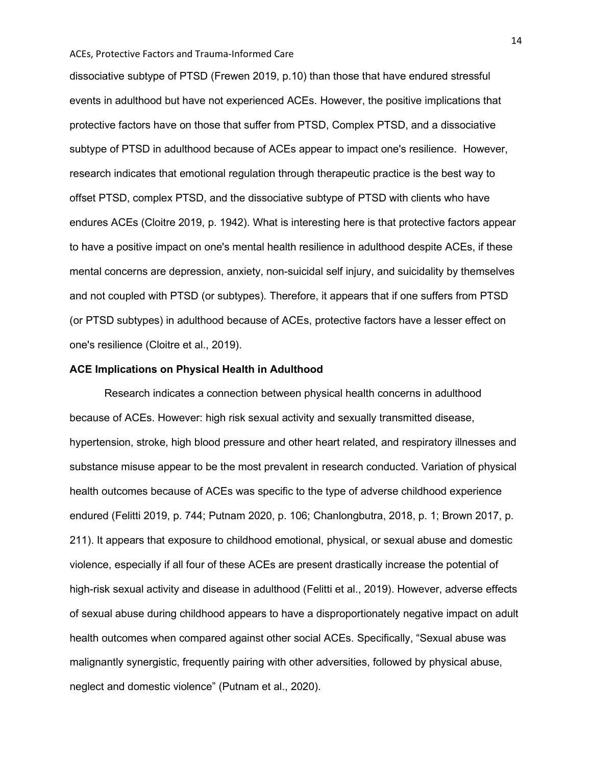dissociative subtype of PTSD (Frewen 2019, p.10) than those that have endured stressful events in adulthood but have not experienced ACEs. However, the positive implications that protective factors have on those that suffer from PTSD, Complex PTSD, and a dissociative subtype of PTSD in adulthood because of ACEs appear to impact one's resilience. However, research indicates that emotional regulation through therapeutic practice is the best way to offset PTSD, complex PTSD, and the dissociative subtype of PTSD with clients who have endures ACEs (Cloitre 2019, p. 1942). What is interesting here is that protective factors appear to have a positive impact on one's mental health resilience in adulthood despite ACEs, if these mental concerns are depression, anxiety, non-suicidal self injury, and suicidality by themselves and not coupled with PTSD (or subtypes). Therefore, it appears that if one suffers from PTSD (or PTSD subtypes) in adulthood because of ACEs, protective factors have a lesser effect on one's resilience (Cloitre et al., 2019).

**ACE Implications on Physical Health in Adulthood**

Research indicates a connection between physical health concerns in adulthood because of ACEs. However: high risk sexual activity and sexually transmitted disease, hypertension, stroke, high blood pressure and other heart related, and respiratory illnesses and substance misuse appear to be the most prevalent in research conducted. Variation of physical health outcomes because of ACEs was specific to the type of adverse childhood experience endured (Felitti 2019, p. 744; Putnam 2020, p. 106; Chanlongbutra, 2018, p. 1; Brown 2017, p. 211). It appears that exposure to childhood emotional, physical, or sexual abuse and domestic violence, especially if all four of these ACEs are present drastically increase the potential of high-risk sexual activity and disease in adulthood (Felitti et al., 2019). However, adverse effects of sexual abuse during childhood appears to have a disproportionately negative impact on adult health outcomes when compared against other social ACEs. Specifically, "Sexual abuse was malignantly synergistic, frequently pairing with other adversities, followed by physical abuse, neglect and domestic violence" (Putnam et al., 2020).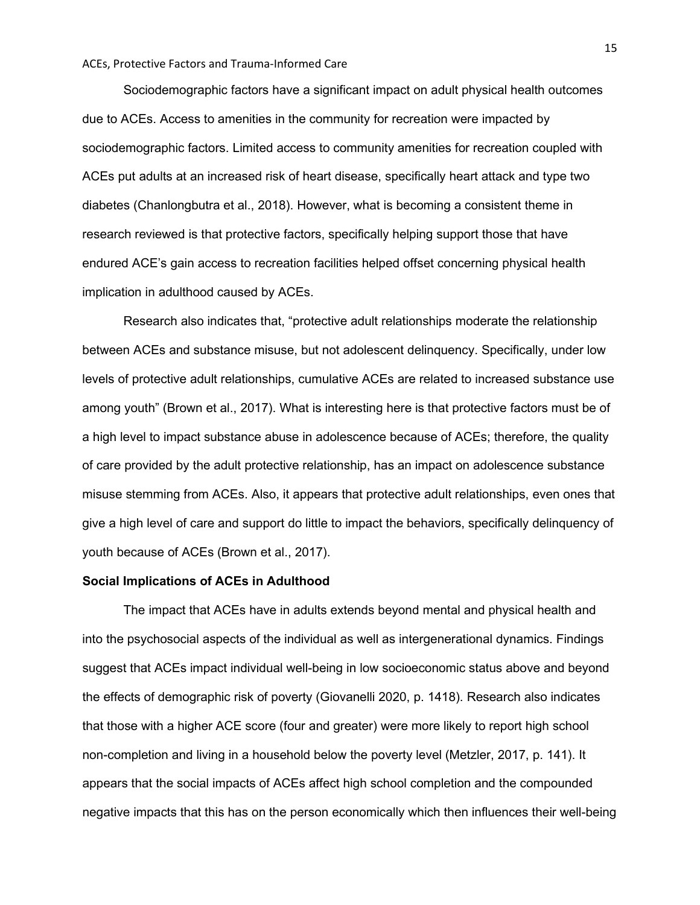Sociodemographic factors have a significant impact on adult physical health outcomes due to ACEs. Access to amenities in the community for recreation were impacted by sociodemographic factors. Limited access to community amenities for recreation coupled with ACEs put adults at an increased risk of heart disease, specifically heart attack and type two diabetes (Chanlongbutra et al., 2018). However, what is becoming a consistent theme in research reviewed is that protective factors, specifically helping support those that have endured ACE's gain access to recreation facilities helped offset concerning physical health implication in adulthood caused by ACEs.

Research also indicates that, "protective adult relationships moderate the relationship between ACEs and substance misuse, but not adolescent delinquency. Specifically, under low levels of protective adult relationships, cumulative ACEs are related to increased substance use among youth" (Brown et al., 2017). What is interesting here is that protective factors must be of a high level to impact substance abuse in adolescence because of ACEs; therefore, the quality of care provided by the adult protective relationship, has an impact on adolescence substance misuse stemming from ACEs. Also, it appears that protective adult relationships, even ones that give a high level of care and support do little to impact the behaviors, specifically delinquency of youth because of ACEs (Brown et al., 2017).

**Social Implications of ACEs in Adulthood**

The impact that ACEs have in adults extends beyond mental and physical health and into the psychosocial aspects of the individual as well as intergenerational dynamics. Findings suggest that ACEs impact individual well-being in low socioeconomic status above and beyond the effects of demographic risk of poverty (Giovanelli 2020, p. 1418). Research also indicates that those with a higher ACE score (four and greater) were more likely to report high school non-completion and living in a household below the poverty level (Metzler, 2017, p. 141). It appears that the social impacts of ACEs affect high school completion and the compounded negative impacts that this has on the person economically which then influences their well-being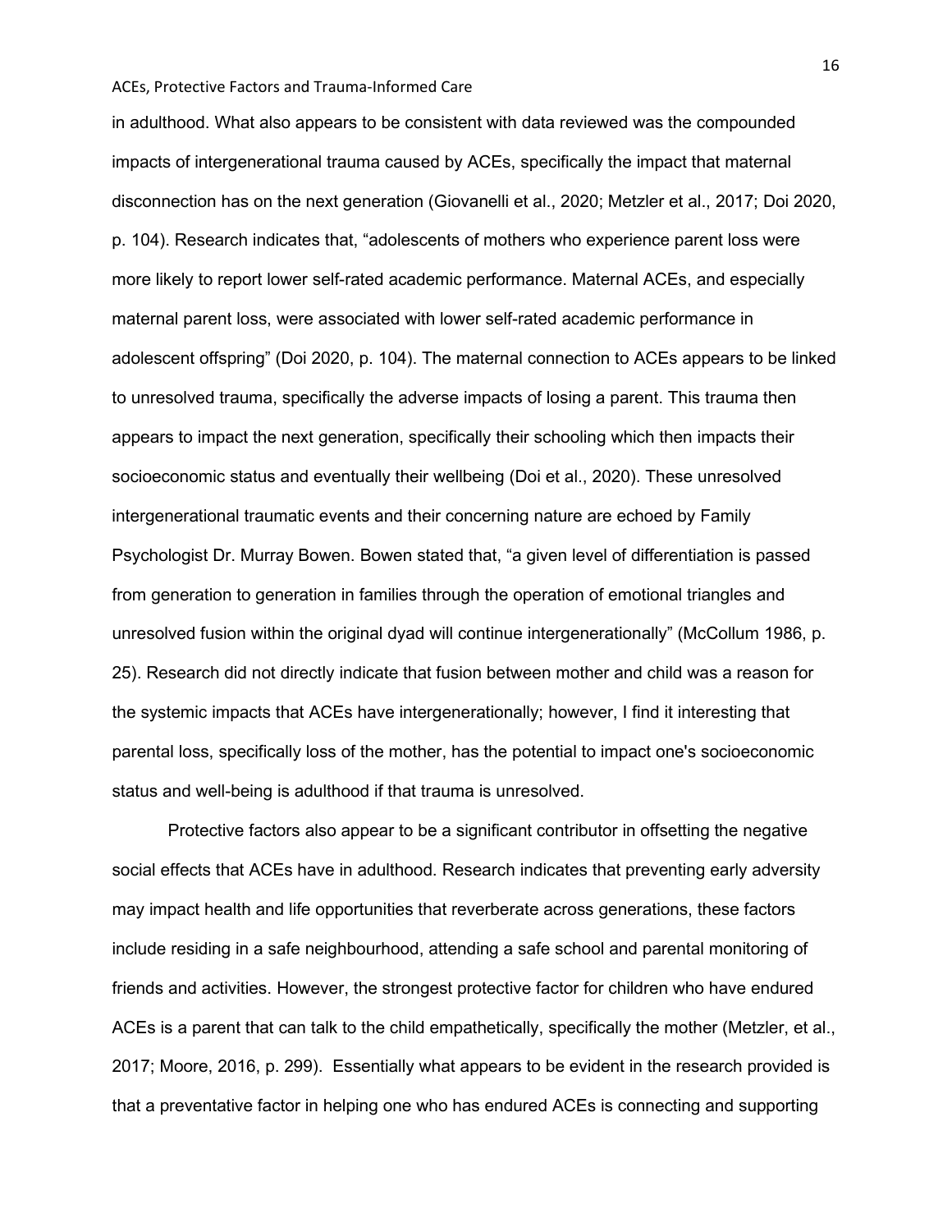in adulthood. What also appears to be consistent with data reviewed was the compounded impacts of intergenerational trauma caused by ACEs, specifically the impact that maternal disconnection has on the next generation (Giovanelli et al., 2020; Metzler et al., 2017; Doi 2020, p. 104). Research indicates that, "adolescents of mothers who experience parent loss were more likely to report lower self-rated academic performance. Maternal ACEs, and especially maternal parent loss, were associated with lower self-rated academic performance in adolescent offspring" (Doi 2020, p. 104). The maternal connection to ACEs appears to be linked to unresolved trauma, specifically the adverse impacts of losing a parent. This trauma then appears to impact the next generation, specifically their schooling which then impacts their socioeconomic status and eventually their wellbeing (Doi et al., 2020). These unresolved intergenerational traumatic events and their concerning nature are echoed by Family Psychologist Dr. Murray Bowen. Bowen stated that, "a given level of differentiation is passed from generation to generation in families through the operation of emotional triangles and unresolved fusion within the original dyad will continue intergenerationally" (McCollum 1986, p. 25). Research did not directly indicate that fusion between mother and child was a reason for the systemic impacts that ACEs have intergenerationally; however, I find it interesting that parental loss, specifically loss of the mother, has the potential to impact one's socioeconomic status and well-being is adulthood if that trauma is unresolved.

Protective factors also appear to be a significant contributor in offsetting the negative social effects that ACEs have in adulthood. Research indicates that preventing early adversity may impact health and life opportunities that reverberate across generations, these factors include residing in a safe neighbourhood, attending a safe school and parental monitoring of friends and activities. However, the strongest protective factor for children who have endured ACEs is a parent that can talk to the child empathetically, specifically the mother (Metzler, et al., 2017; Moore, 2016, p. 299). Essentially what appears to be evident in the research provided is that a preventative factor in helping one who has endured ACEs is connecting and supporting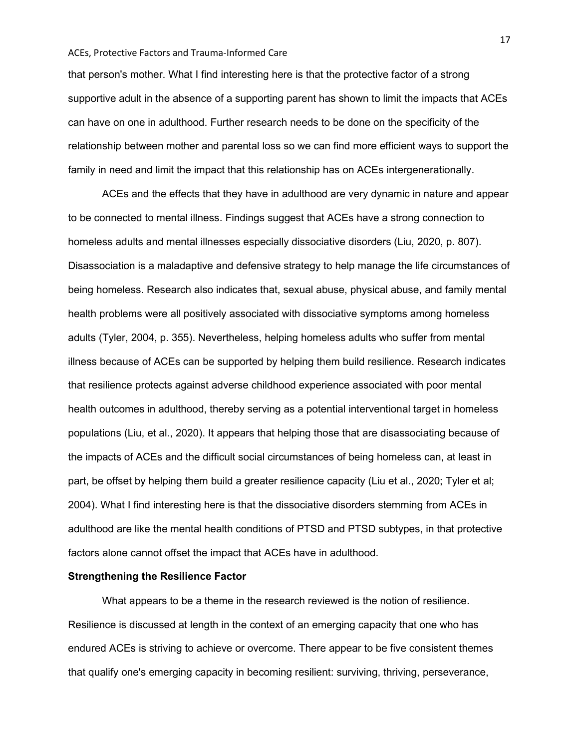that person's mother. What I find interesting here is that the protective factor of a strong supportive adult in the absence of a supporting parent has shown to limit the impacts that ACEs can have on one in adulthood. Further research needs to be done on the specificity of the relationship between mother and parental loss so we can find more efficient ways to support the family in need and limit the impact that this relationship has on ACEs intergenerationally.

ACEs and the effects that they have in adulthood are very dynamic in nature and appear to be connected to mental illness. Findings suggest that ACEs have a strong connection to homeless adults and mental illnesses especially dissociative disorders (Liu, 2020, p. 807). Disassociation is a maladaptive and defensive strategy to help manage the life circumstances of being homeless. Research also indicates that, sexual abuse, physical abuse, and family mental health problems were all positively associated with dissociative symptoms among homeless adults (Tyler, 2004, p. 355). Nevertheless, helping homeless adults who suffer from mental illness because of ACEs can be supported by helping them build resilience. Research indicates that resilience protects against adverse childhood experience associated with poor mental health outcomes in adulthood, thereby serving as a potential interventional target in homeless populations (Liu, et al., 2020). It appears that helping those that are disassociating because of the impacts of ACEs and the difficult social circumstances of being homeless can, at least in part, be offset by helping them build a greater resilience capacity (Liu et al., 2020; Tyler et al; 2004). What I find interesting here is that the dissociative disorders stemming from ACEs in adulthood are like the mental health conditions of PTSD and PTSD subtypes, in that protective factors alone cannot offset the impact that ACEs have in adulthood.

**Strengthening the Resilience Factor**

What appears to be a theme in the research reviewed is the notion of resilience. Resilience is discussed at length in the context of an emerging capacity that one who has endured ACEs is striving to achieve or overcome. There appear to be five consistent themes that qualify one's emerging capacity in becoming resilient: surviving, thriving, perseverance,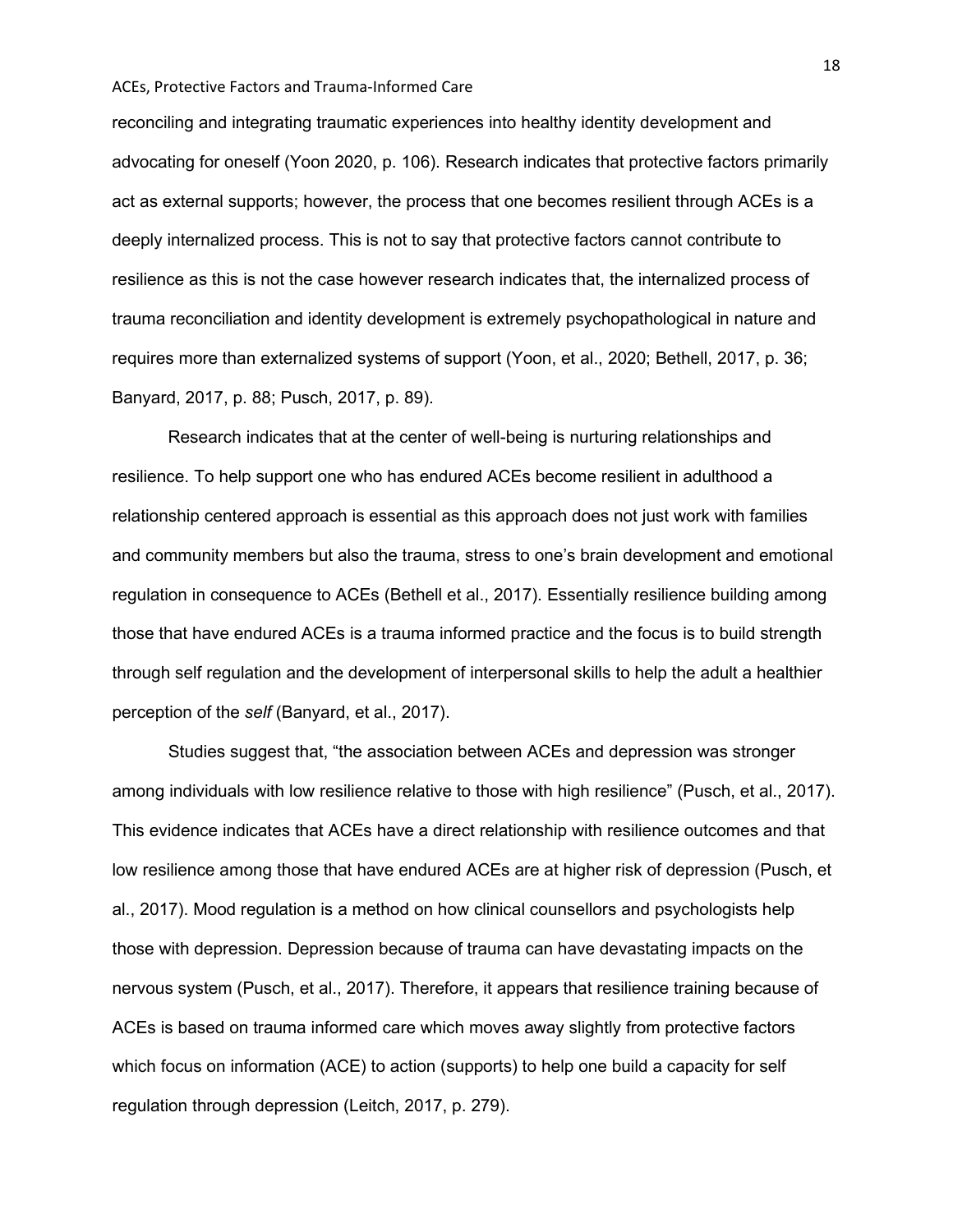reconciling and integrating traumatic experiences into healthy identity development and advocating for oneself (Yoon 2020, p. 106). Research indicates that protective factors primarily act as external supports; however, the process that one becomes resilient through ACEs is a deeply internalized process. This is not to say that protective factors cannot contribute to resilience as this is not the case however research indicates that, the internalized process of trauma reconciliation and identity development is extremely psychopathological in nature and requires more than externalized systems of support (Yoon, et al., 2020; Bethell, 2017, p. 36; Banyard, 2017, p. 88; Pusch, 2017, p. 89).

Research indicates that at the center of well-being is nurturing relationships and resilience. To help support one who has endured ACEs become resilient in adulthood a relationship centered approach is essential as this approach does not just work with families and community members but also the trauma, stress to one's brain development and emotional regulation in consequence to ACEs (Bethell et al., 2017). Essentially resilience building among those that have endured ACEs is a trauma informed practice and the focus is to build strength through self regulation and the development of interpersonal skills to help the adult a healthier perception of the *self* (Banyard, et al., 2017).

Studies suggest that, "the association between ACEs and depression was stronger among individuals with low resilience relative to those with high resilience" (Pusch, et al., 2017). This evidence indicates that ACEs have a direct relationship with resilience outcomes and that low resilience among those that have endured ACEs are at higher risk of depression (Pusch, et al., 2017). Mood regulation is a method on how clinical counsellors and psychologists help those with depression. Depression because of trauma can have devastating impacts on the nervous system (Pusch, et al., 2017). Therefore, it appears that resilience training because of ACEs is based on trauma informed care which moves away slightly from protective factors which focus on information (ACE) to action (supports) to help one build a capacity for self regulation through depression (Leitch, 2017, p. 279).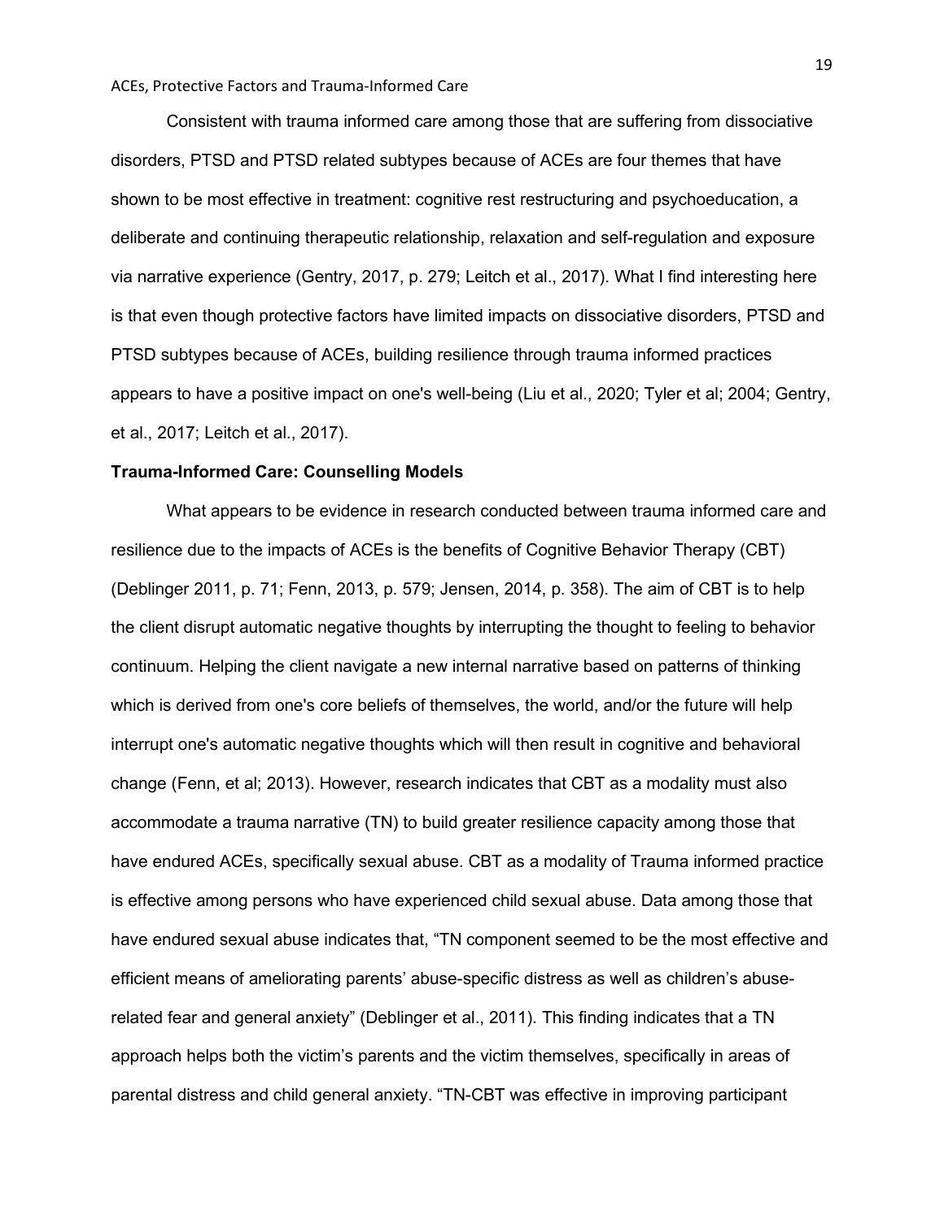Consistent with trauma informed care among those that are suffering from dissociative disorders, PTSD and PTSD related subtypes because of ACEs are four themes that have shown to be most effective in treatment: cognitive rest restructuring and psychoeducation, a deliberate and continuing therapeutic relationship, relaxation and self-regulation and exposure via narrative experience (Gentry, 2017, p. 279; Leitch et al., 2017). What I find interesting here is that even though protective factors have limited impacts on dissociative disorders, PTSD and PTSD subtypes because of ACEs, building resilience through trauma informed practices appears to have a positive impact on one's well-being (Liu et al., 2020; Tyler et al; 2004; Gentry, et al., 2017; Leitch et al., 2017).

**Trauma-Informed Care: Counselling Models**

What appears to be evidence in research conducted between trauma informed care and resilience due to the impacts of ACEs is the benefits of Cognitive Behavior Therapy (CBT) (Deblinger 2011, p. 71; Fenn, 2013, p. 579; Jensen, 2014, p. 358). The aim of CBT is to help the client disrupt automatic negative thoughts by interrupting the thought to feeling to behavior continuum. Helping the client navigate a new internal narrative based on patterns of thinking which is derived from one's core beliefs of themselves, the world, and/or the future will help interrupt one's automatic negative thoughts which will then result in cognitive and behavioral change (Fenn, et al; 2013). However, research indicates that CBT as a modality must also accommodate a trauma narrative (TN) to build greater resilience capacity among those that have endured ACEs, specifically sexual abuse. CBT as a modality of Trauma informed practice is effective among persons who have experienced child sexual abuse. Data among those that have endured sexual abuse indicates that, "TN component seemed to be the most effective and efficient means of ameliorating parents' abuse-specific distress as well as children's abuse-related fear and general anxiety" (Deblinger et al., 2011). This finding indicates that a TN approach helps both the victim's parents and the victim themselves, specifically in areas of parental distress and child general anxiety. "TN-CBT was effective in improving participant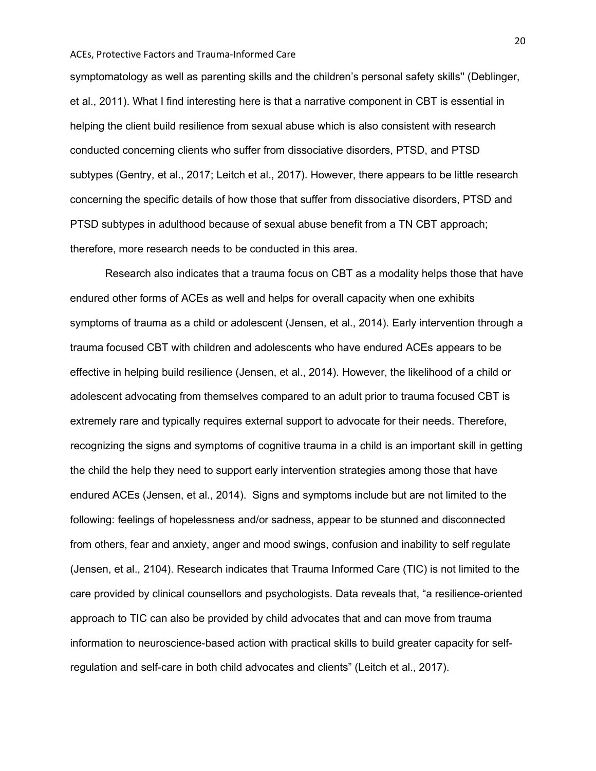symptomatology as well as parenting skills and the children's personal safety skills'' (Deblinger, et al., 2011). What I find interesting here is that a narrative component in CBT is essential in helping the client build resilience from sexual abuse which is also consistent with research conducted concerning clients who suffer from dissociative disorders, PTSD, and PTSD subtypes (Gentry, et al., 2017; Leitch et al., 2017). However, there appears to be little research concerning the specific details of how those that suffer from dissociative disorders, PTSD and PTSD subtypes in adulthood because of sexual abuse benefit from a TN CBT approach; therefore, more research needs to be conducted in this area.

Research also indicates that a trauma focus on CBT as a modality helps those that have endured other forms of ACEs as well and helps for overall capacity when one exhibits symptoms of trauma as a child or adolescent (Jensen, et al., 2014). Early intervention through a trauma focused CBT with children and adolescents who have endured ACEs appears to be effective in helping build resilience (Jensen, et al., 2014). However, the likelihood of a child or adolescent advocating from themselves compared to an adult prior to trauma focused CBT is extremely rare and typically requires external support to advocate for their needs. Therefore, recognizing the signs and symptoms of cognitive trauma in a child is an important skill in getting the child the help they need to support early intervention strategies among those that have endured ACEs (Jensen, et al., 2014). Signs and symptoms include but are not limited to the following: feelings of hopelessness and/or sadness, appear to be stunned and disconnected from others, fear and anxiety, anger and mood swings, confusion and inability to self regulate (Jensen, et al., 2104). Research indicates that Trauma Informed Care (TIC) is not limited to the care provided by clinical counsellors and psychologists. Data reveals that, "a resilience-oriented approach to TIC can also be provided by child advocates that and can move from trauma information to neuroscience-based action with practical skills to build greater capacity for self-regulation and self-care in both child advocates and clients" (Leitch et al., 2017).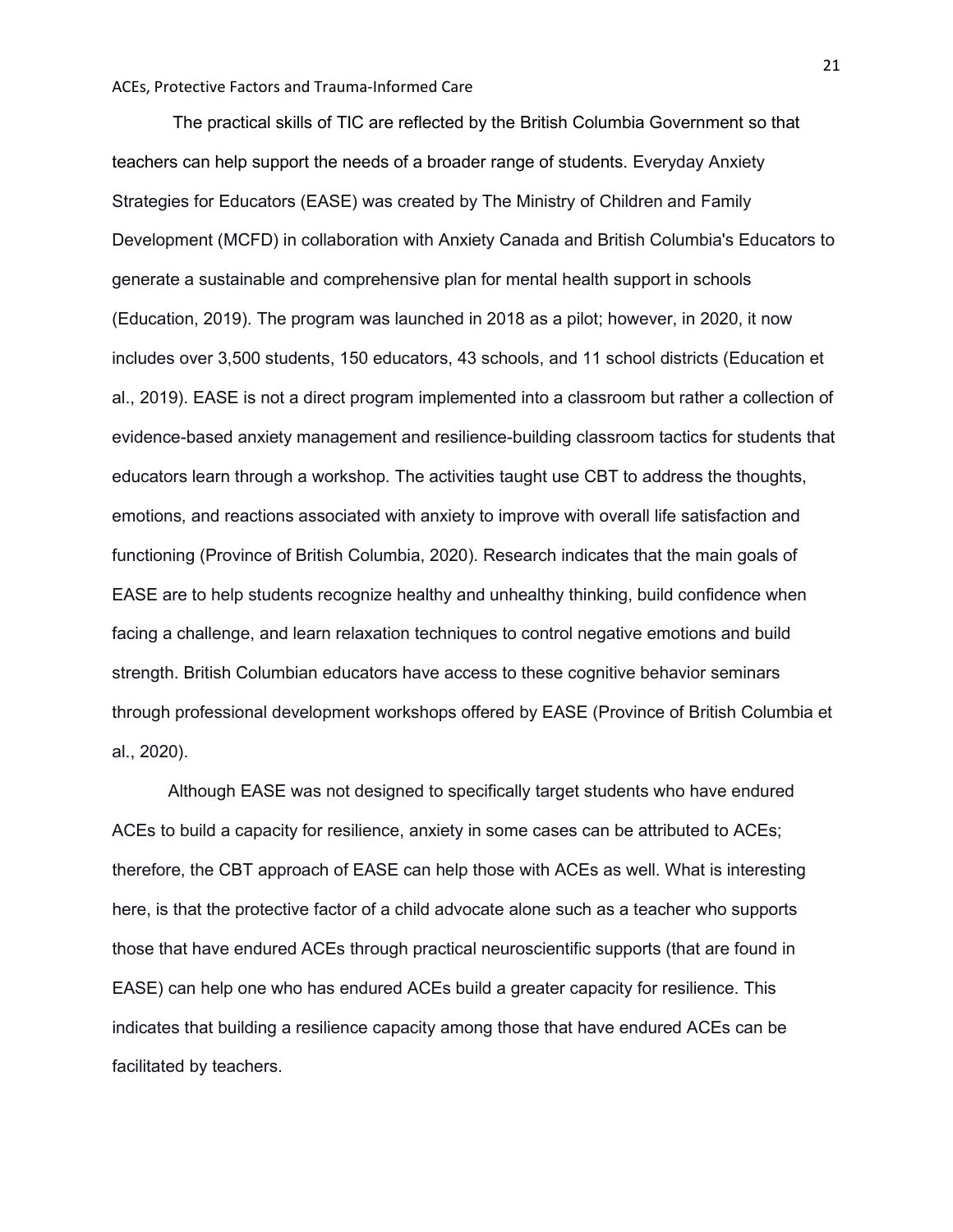The practical skills of TIC are reflected by the British Columbia Government so that teachers can help support the needs of a broader range of students. Everyday Anxiety Strategies for Educators (EASE) was created by The Ministry of Children and Family Development (MCFD) in collaboration with Anxiety Canada and British Columbia's Educators to generate a sustainable and comprehensive plan for mental health support in schools (Education, 2019). The program was launched in 2018 as a pilot; however, in 2020, it now includes over 3,500 students, 150 educators, 43 schools, and 11 school districts (Education et al., 2019). EASE is not a direct program implemented into a classroom but rather a collection of evidence-based anxiety management and resilience-building classroom tactics for students that educators learn through a workshop. The activities taught use CBT to address the thoughts, emotions, and reactions associated with anxiety to improve with overall life satisfaction and functioning (Province of British Columbia, 2020). Research indicates that the main goals of EASE are to help students recognize healthy and unhealthy thinking, build confidence when facing a challenge, and learn relaxation techniques to control negative emotions and build strength. British Columbian educators have access to these cognitive behavior seminars through professional development workshops offered by EASE (Province of British Columbia et al., 2020).

Although EASE was not designed to specifically target students who have endured ACEs to build a capacity for resilience, anxiety in some cases can be attributed to ACEs; therefore, the CBT approach of EASE can help those with ACEs as well. What is interesting here, is that the protective factor of a child advocate alone such as a teacher who supports those that have endured ACEs through practical neuroscientific supports (that are found in EASE) can help one who has endured ACEs build a greater capacity for resilience. This indicates that building a resilience capacity among those that have endured ACEs can be facilitated by teachers.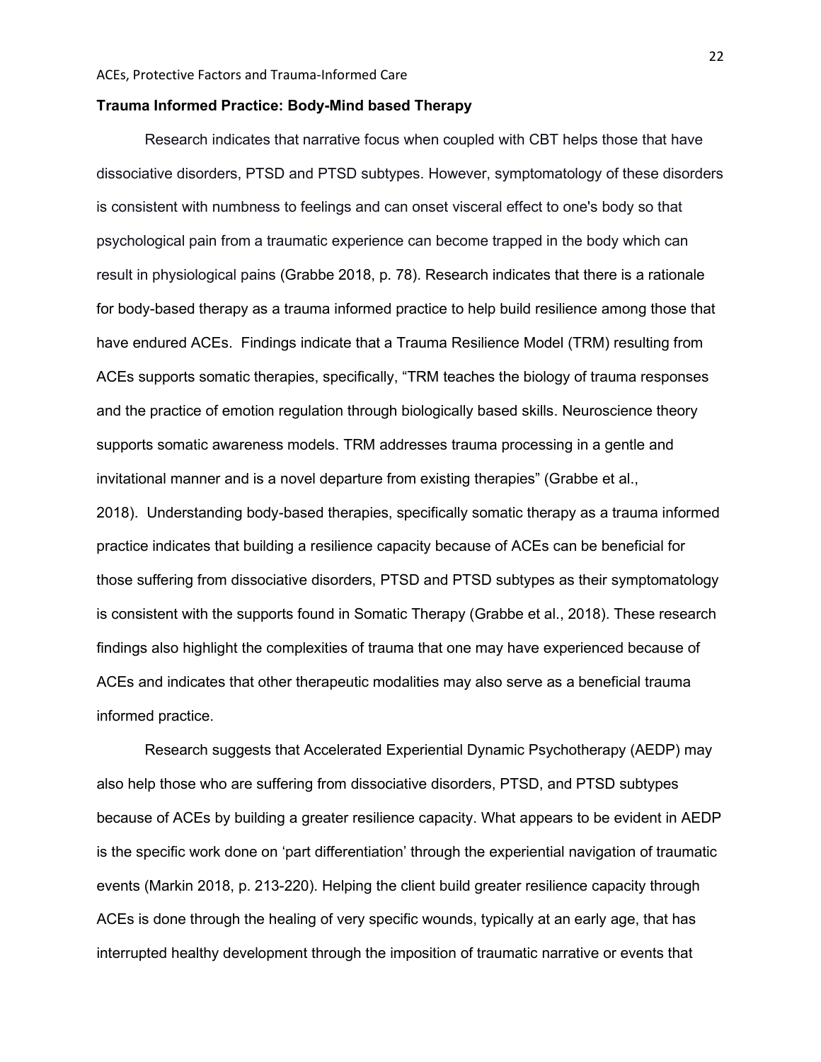**Trauma Informed Practice: Body-Mind based Therapy**

Research indicates that narrative focus when coupled with CBT helps those that have dissociative disorders, PTSD and PTSD subtypes. However, symptomatology of these disorders is consistent with numbness to feelings and can onset visceral effect to one's body so that psychological pain from a traumatic experience can become trapped in the body which can result in physiological pains (Grabbe 2018, p. 78). Research indicates that there is a rationale for body-based therapy as a trauma informed practice to help build resilience among those that have endured ACEs. Findings indicate that a Trauma Resilience Model (TRM) resulting from ACEs supports somatic therapies, specifically, "TRM teaches the biology of trauma responses and the practice of emotion regulation through biologically based skills. Neuroscience theory supports somatic awareness models. TRM addresses trauma processing in a gentle and invitational manner and is a novel departure from existing therapies" (Grabbe et al., 2018). Understanding body-based therapies, specifically somatic therapy as a trauma informed practice indicates that building a resilience capacity because of ACEs can be beneficial for those suffering from dissociative disorders, PTSD and PTSD subtypes as their symptomatology is consistent with the supports found in Somatic Therapy (Grabbe et al., 2018). These research findings also highlight the complexities of trauma that one may have experienced because of ACEs and indicates that other therapeutic modalities may also serve as a beneficial trauma informed practice.

Research suggests that Accelerated Experiential Dynamic Psychotherapy (AEDP) may also help those who are suffering from dissociative disorders, PTSD, and PTSD subtypes because of ACEs by building a greater resilience capacity. What appears to be evident in AEDP is the specific work done on 'part differentiation' through the experiential navigation of traumatic events (Markin 2018, p. 213-220). Helping the client build greater resilience capacity through ACEs is done through the healing of very specific wounds, typically at an early age, that has interrupted healthy development through the imposition of traumatic narrative or events that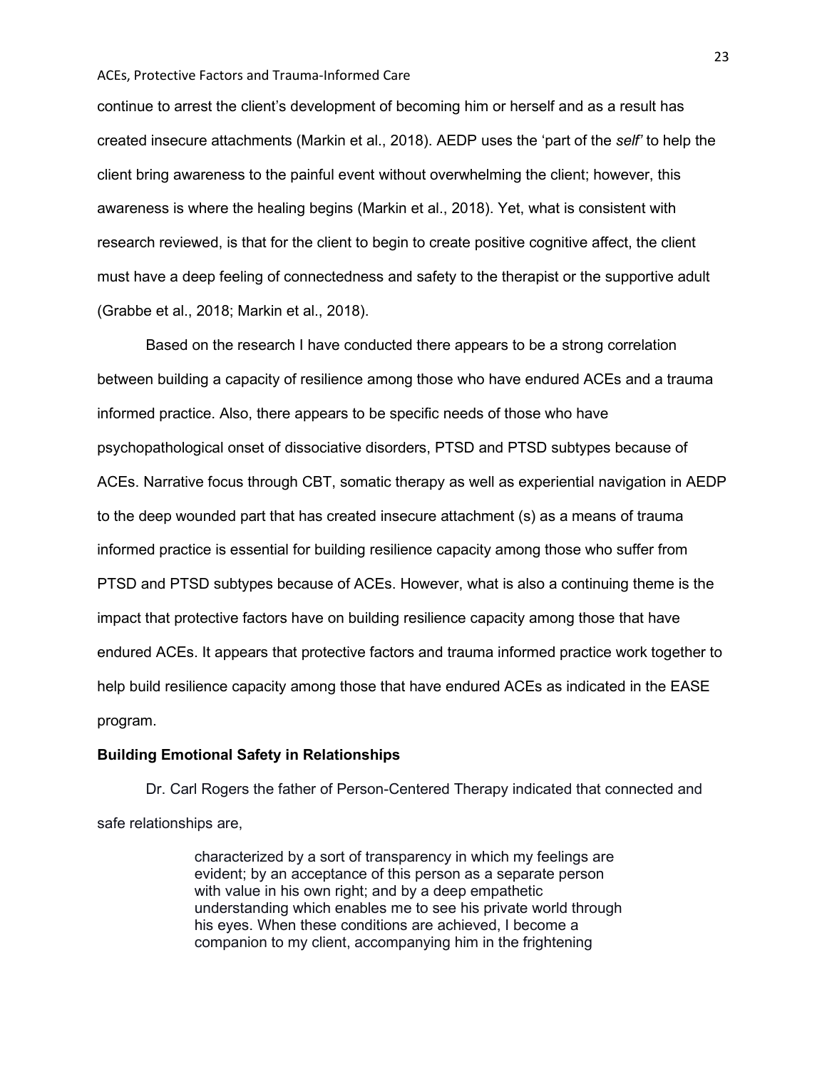continue to arrest the client's development of becoming him or herself and as a result has created insecure attachments (Markin et al., 2018). AEDP uses the 'part of the *self'* to help the client bring awareness to the painful event without overwhelming the client; however, this awareness is where the healing begins (Markin et al., 2018). Yet, what is consistent with research reviewed, is that for the client to begin to create positive cognitive affect, the client must have a deep feeling of connectedness and safety to the therapist or the supportive adult (Grabbe et al., 2018; Markin et al., 2018).

Based on the research I have conducted there appears to be a strong correlation between building a capacity of resilience among those who have endured ACEs and a trauma informed practice. Also, there appears to be specific needs of those who have psychopathological onset of dissociative disorders, PTSD and PTSD subtypes because of ACEs. Narrative focus through CBT, somatic therapy as well as experiential navigation in AEDP to the deep wounded part that has created insecure attachment (s) as a means of trauma informed practice is essential for building resilience capacity among those who suffer from PTSD and PTSD subtypes because of ACEs. However, what is also a continuing theme is the impact that protective factors have on building resilience capacity among those that have endured ACEs. It appears that protective factors and trauma informed practice work together to help build resilience capacity among those that have endured ACEs as indicated in the EASE program.

**Building Emotional Safety in Relationships**

Dr. Carl Rogers the father of Person-Centered Therapy indicated that connected and safe relationships are,

> characterized by a sort of transparency in which my feelings are evident; by an acceptance of this person as a separate person with value in his own right; and by a deep empathetic understanding which enables me to see his private world through his eyes. When these conditions are achieved, I become a companion to my client, accompanying him in the frightening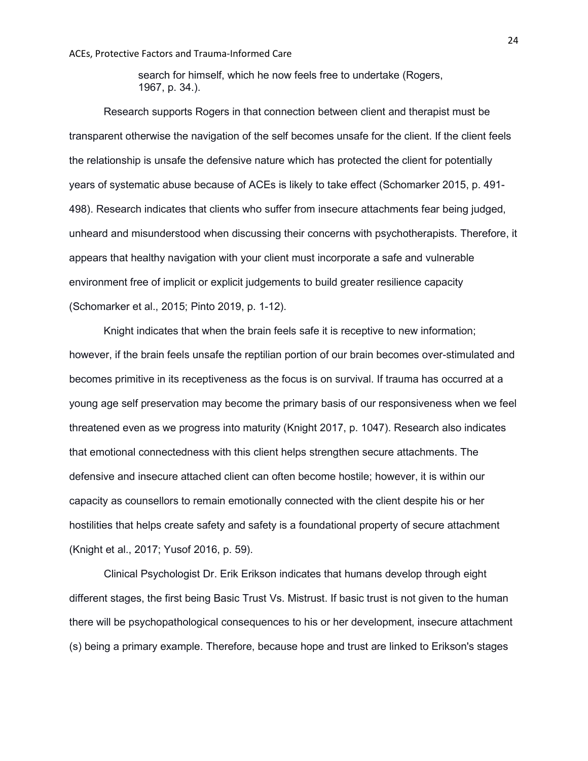> search for himself, which he now feels free to undertake (Rogers, 1967, p. 34.).

Research supports Rogers in that connection between client and therapist must be transparent otherwise the navigation of the self becomes unsafe for the client. If the client feels the relationship is unsafe the defensive nature which has protected the client for potentially years of systematic abuse because of ACEs is likely to take effect (Schomarker 2015, p. 491-498). Research indicates that clients who suffer from insecure attachments fear being judged, unheard and misunderstood when discussing their concerns with psychotherapists. Therefore, it appears that healthy navigation with your client must incorporate a safe and vulnerable environment free of implicit or explicit judgements to build greater resilience capacity (Schomarker et al., 2015; Pinto 2019, p. 1-12).

Knight indicates that when the brain feels safe it is receptive to new information; however, if the brain feels unsafe the reptilian portion of our brain becomes over-stimulated and becomes primitive in its receptiveness as the focus is on survival. If trauma has occurred at a young age self preservation may become the primary basis of our responsiveness when we feel threatened even as we progress into maturity (Knight 2017, p. 1047). Research also indicates that emotional connectedness with this client helps strengthen secure attachments. The defensive and insecure attached client can often become hostile; however, it is within our capacity as counsellors to remain emotionally connected with the client despite his or her hostilities that helps create safety and safety is a foundational property of secure attachment (Knight et al., 2017; Yusof 2016, p. 59).

Clinical Psychologist Dr. Erik Erikson indicates that humans develop through eight different stages, the first being Basic Trust Vs. Mistrust. If basic trust is not given to the human there will be psychopathological consequences to his or her development, insecure attachment (s) being a primary example. Therefore, because hope and trust are linked to Erikson's stages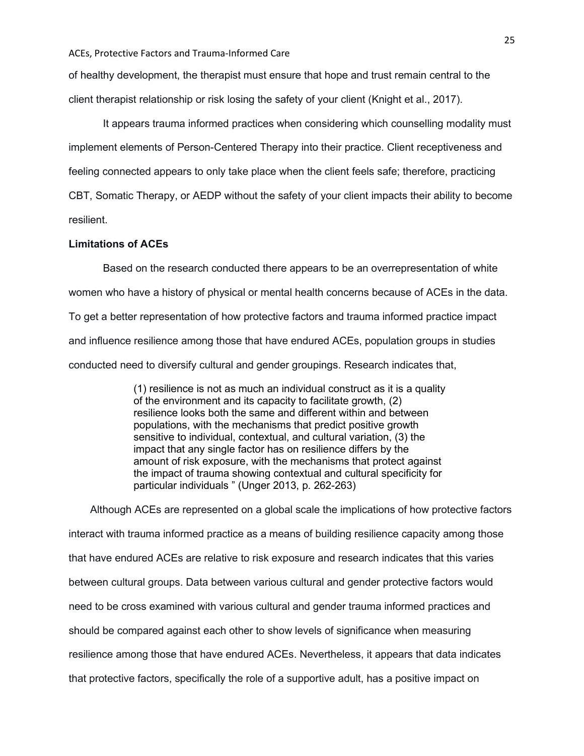of healthy development, the therapist must ensure that hope and trust remain central to the client therapist relationship or risk losing the safety of your client (Knight et al., 2017).

It appears trauma informed practices when considering which counselling modality must implement elements of Person-Centered Therapy into their practice. Client receptiveness and feeling connected appears to only take place when the client feels safe; therefore, practicing CBT, Somatic Therapy, or AEDP without the safety of your client impacts their ability to become resilient.

**Limitations of ACEs**

Based on the research conducted there appears to be an overrepresentation of white women who have a history of physical or mental health concerns because of ACEs in the data. To get a better representation of how protective factors and trauma informed practice impact and influence resilience among those that have endured ACEs, population groups in studies conducted need to diversify cultural and gender groupings. Research indicates that,

> (1) resilience is not as much an individual construct as it is a quality of the environment and its capacity to facilitate growth, (2) resilience looks both the same and different within and between populations, with the mechanisms that predict positive growth sensitive to individual, contextual, and cultural variation, (3) the impact that any single factor has on resilience differs by the amount of risk exposure, with the mechanisms that protect against the impact of trauma showing contextual and cultural specificity for particular individuals " (Unger 2013, p. 262-263)

Although ACEs are represented on a global scale the implications of how protective factors interact with trauma informed practice as a means of building resilience capacity among those that have endured ACEs are relative to risk exposure and research indicates that this varies between cultural groups. Data between various cultural and gender protective factors would need to be cross examined with various cultural and gender trauma informed practices and should be compared against each other to show levels of significance when measuring resilience among those that have endured ACEs. Nevertheless, it appears that data indicates that protective factors, specifically the role of a supportive adult, has a positive impact on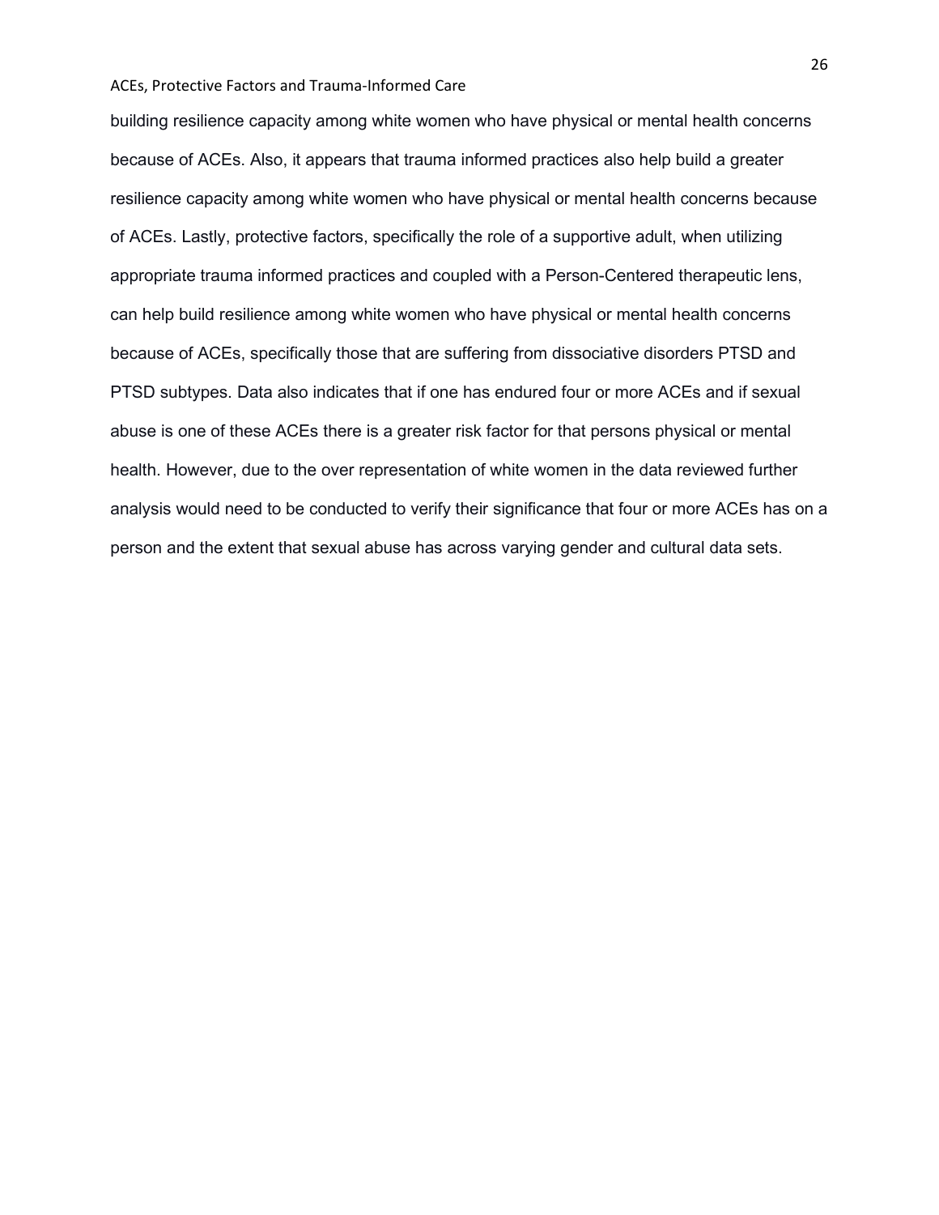building resilience capacity among white women who have physical or mental health concerns because of ACEs. Also, it appears that trauma informed practices also help build a greater resilience capacity among white women who have physical or mental health concerns because of ACEs. Lastly, protective factors, specifically the role of a supportive adult, when utilizing appropriate trauma informed practices and coupled with a Person-Centered therapeutic lens, can help build resilience among white women who have physical or mental health concerns because of ACEs, specifically those that are suffering from dissociative disorders PTSD and PTSD subtypes. Data also indicates that if one has endured four or more ACEs and if sexual abuse is one of these ACEs there is a greater risk factor for that persons physical or mental health. However, due to the over representation of white women in the data reviewed further analysis would need to be conducted to verify their significance that four or more ACEs has on a person and the extent that sexual abuse has across varying gender and cultural data sets.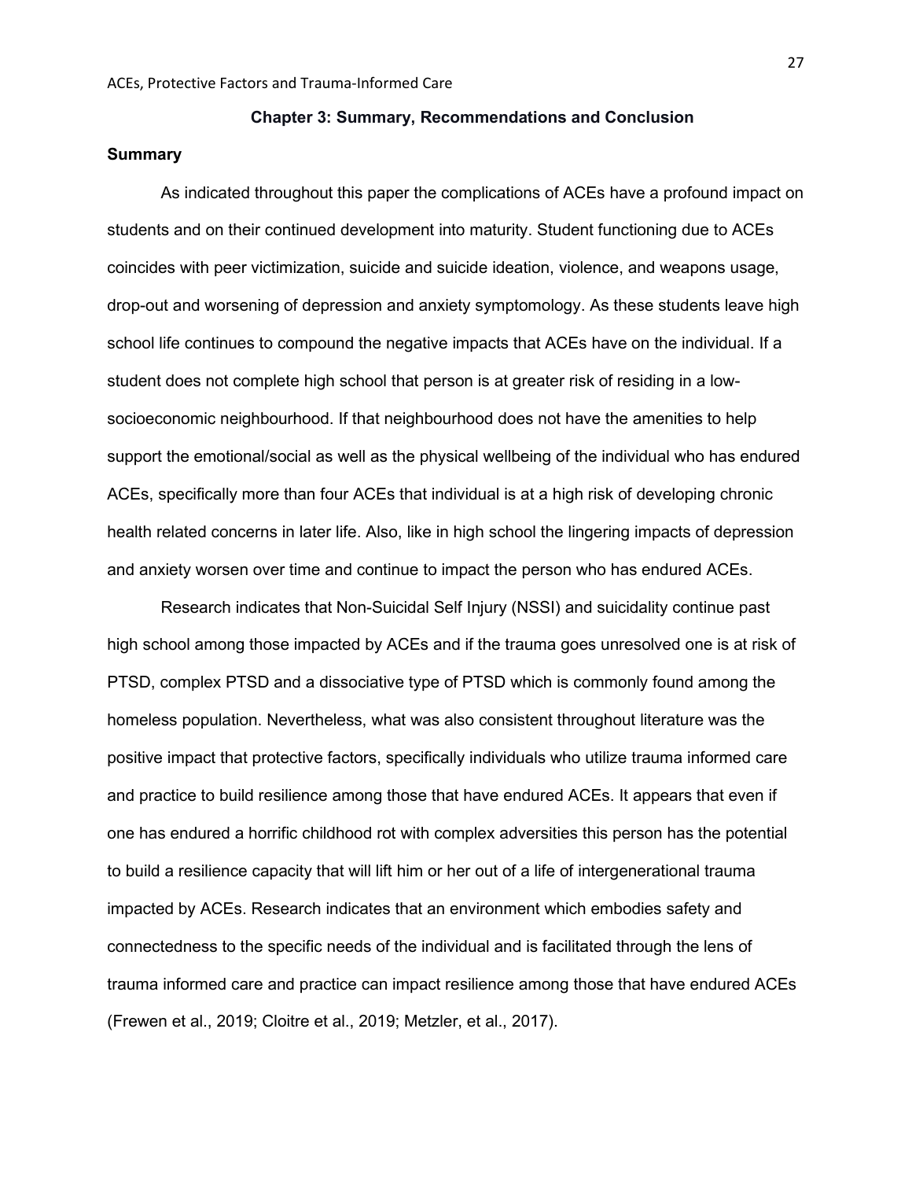## Chapter 3: Summary, Recommendations and Conclusion

### Summary

As indicated throughout this paper the complications of ACEs have a profound impact on students and on their continued development into maturity. Student functioning due to ACEs coincides with peer victimization, suicide and suicide ideation, violence, and weapons usage, drop-out and worsening of depression and anxiety symptomology. As these students leave high school life continues to compound the negative impacts that ACEs have on the individual. If a student does not complete high school that person is at greater risk of residing in a low-socioeconomic neighbourhood. If that neighbourhood does not have the amenities to help support the emotional/social as well as the physical wellbeing of the individual who has endured ACEs, specifically more than four ACEs that individual is at a high risk of developing chronic health related concerns in later life. Also, like in high school the lingering impacts of depression and anxiety worsen over time and continue to impact the person who has endured ACEs.

Research indicates that Non-Suicidal Self Injury (NSSI) and suicidality continue past high school among those impacted by ACEs and if the trauma goes unresolved one is at risk of PTSD, complex PTSD and a dissociative type of PTSD which is commonly found among the homeless population. Nevertheless, what was also consistent throughout literature was the positive impact that protective factors, specifically individuals who utilize trauma informed care and practice to build resilience among those that have endured ACEs. It appears that even if one has endured a horrific childhood rot with complex adversities this person has the potential to build a resilience capacity that will lift him or her out of a life of intergenerational trauma impacted by ACEs. Research indicates that an environment which embodies safety and connectedness to the specific needs of the individual and is facilitated through the lens of trauma informed care and practice can impact resilience among those that have endured ACEs (Frewen et al., 2019; Cloitre et al., 2019; Metzler, et al., 2017).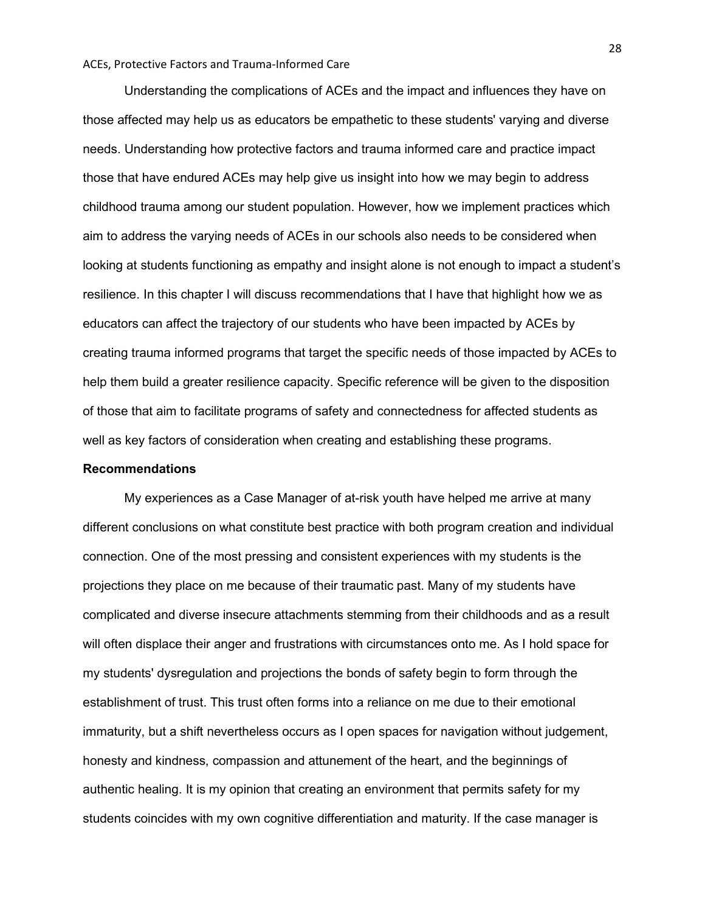Understanding the complications of ACEs and the impact and influences they have on those affected may help us as educators be empathetic to these students' varying and diverse needs. Understanding how protective factors and trauma informed care and practice impact those that have endured ACEs may help give us insight into how we may begin to address childhood trauma among our student population. However, how we implement practices which aim to address the varying needs of ACEs in our schools also needs to be considered when looking at students functioning as empathy and insight alone is not enough to impact a student's resilience. In this chapter I will discuss recommendations that I have that highlight how we as educators can affect the trajectory of our students who have been impacted by ACEs by creating trauma informed programs that target the specific needs of those impacted by ACEs to help them build a greater resilience capacity. Specific reference will be given to the disposition of those that aim to facilitate programs of safety and connectedness for affected students as well as key factors of consideration when creating and establishing these programs.

**Recommendations**

My experiences as a Case Manager of at-risk youth have helped me arrive at many different conclusions on what constitute best practice with both program creation and individual connection. One of the most pressing and consistent experiences with my students is the projections they place on me because of their traumatic past. Many of my students have complicated and diverse insecure attachments stemming from their childhoods and as a result will often displace their anger and frustrations with circumstances onto me. As I hold space for my students' dysregulation and projections the bonds of safety begin to form through the establishment of trust. This trust often forms into a reliance on me due to their emotional immaturity, but a shift nevertheless occurs as I open spaces for navigation without judgement, honesty and kindness, compassion and attunement of the heart, and the beginnings of authentic healing. It is my opinion that creating an environment that permits safety for my students coincides with my own cognitive differentiation and maturity. If the case manager is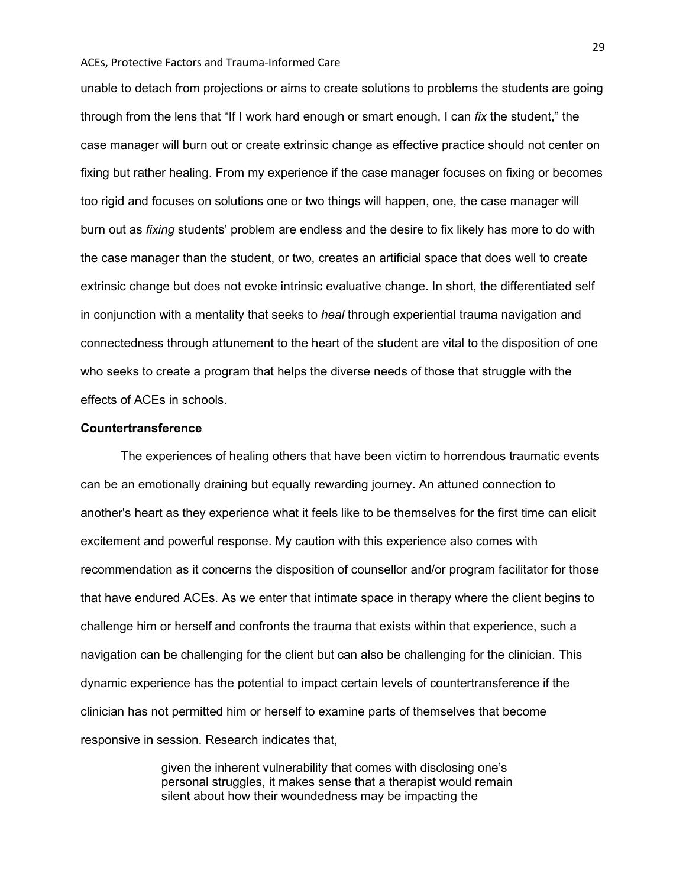unable to detach from projections or aims to create solutions to problems the students are going through from the lens that "If I work hard enough or smart enough, I can *fix* the student," the case manager will burn out or create extrinsic change as effective practice should not center on fixing but rather healing. From my experience if the case manager focuses on fixing or becomes too rigid and focuses on solutions one or two things will happen, one, the case manager will burn out as *fixing* students' problem are endless and the desire to fix likely has more to do with the case manager than the student, or two, creates an artificial space that does well to create extrinsic change but does not evoke intrinsic evaluative change. In short, the differentiated self in conjunction with a mentality that seeks to *heal* through experiential trauma navigation and connectedness through attunement to the heart of the student are vital to the disposition of one who seeks to create a program that helps the diverse needs of those that struggle with the effects of ACEs in schools.

**Countertransference**

The experiences of healing others that have been victim to horrendous traumatic events can be an emotionally draining but equally rewarding journey. An attuned connection to another's heart as they experience what it feels like to be themselves for the first time can elicit excitement and powerful response. My caution with this experience also comes with recommendation as it concerns the disposition of counsellor and/or program facilitator for those that have endured ACEs. As we enter that intimate space in therapy where the client begins to challenge him or herself and confronts the trauma that exists within that experience, such a navigation can be challenging for the client but can also be challenging for the clinician. This dynamic experience has the potential to impact certain levels of countertransference if the clinician has not permitted him or herself to examine parts of themselves that become responsive in session. Research indicates that,

> given the inherent vulnerability that comes with disclosing one's personal struggles, it makes sense that a therapist would remain silent about how their woundedness may be impacting the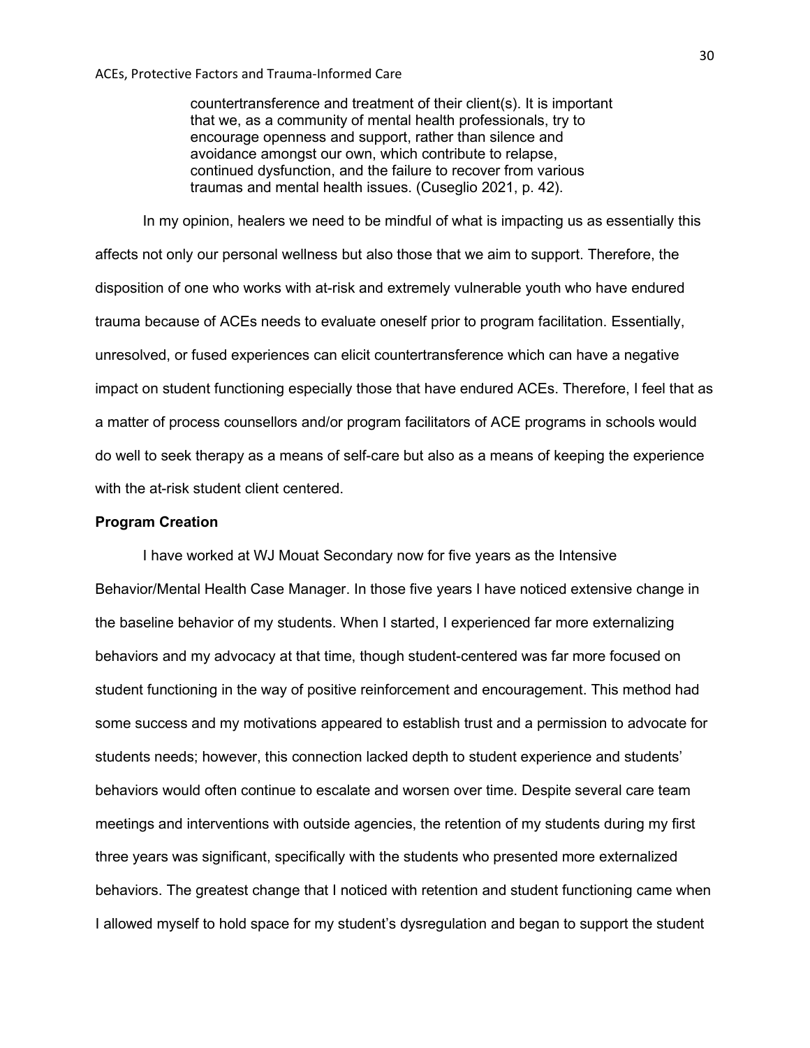> countertransference and treatment of their client(s). It is important that we, as a community of mental health professionals, try to encourage openness and support, rather than silence and avoidance amongst our own, which contribute to relapse, continued dysfunction, and the failure to recover from various traumas and mental health issues. (Cuseglio 2021, p. 42).

In my opinion, healers we need to be mindful of what is impacting us as essentially this affects not only our personal wellness but also those that we aim to support. Therefore, the disposition of one who works with at-risk and extremely vulnerable youth who have endured trauma because of ACEs needs to evaluate oneself prior to program facilitation. Essentially, unresolved, or fused experiences can elicit countertransference which can have a negative impact on student functioning especially those that have endured ACEs. Therefore, I feel that as a matter of process counsellors and/or program facilitators of ACE programs in schools would do well to seek therapy as a means of self-care but also as a means of keeping the experience with the at-risk student client centered.

**Program Creation**

I have worked at WJ Mouat Secondary now for five years as the Intensive Behavior/Mental Health Case Manager. In those five years I have noticed extensive change in the baseline behavior of my students. When I started, I experienced far more externalizing behaviors and my advocacy at that time, though student-centered was far more focused on student functioning in the way of positive reinforcement and encouragement. This method had some success and my motivations appeared to establish trust and a permission to advocate for students needs; however, this connection lacked depth to student experience and students' behaviors would often continue to escalate and worsen over time. Despite several care team meetings and interventions with outside agencies, the retention of my students during my first three years was significant, specifically with the students who presented more externalized behaviors. The greatest change that I noticed with retention and student functioning came when I allowed myself to hold space for my student's dysregulation and began to support the student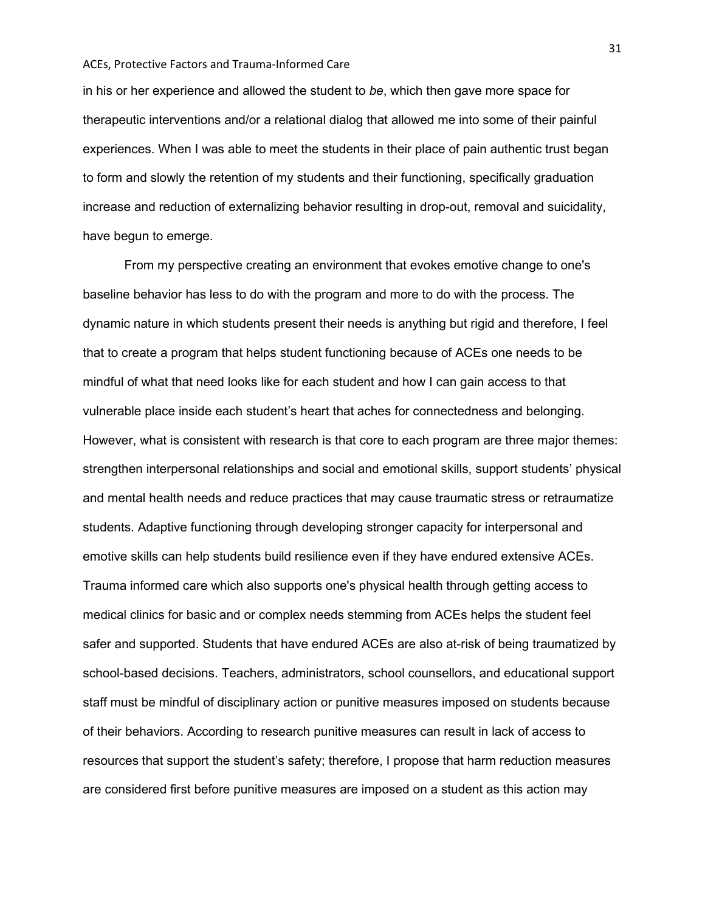in his or her experience and allowed the student to *be*, which then gave more space for therapeutic interventions and/or a relational dialog that allowed me into some of their painful experiences. When I was able to meet the students in their place of pain authentic trust began to form and slowly the retention of my students and their functioning, specifically graduation increase and reduction of externalizing behavior resulting in drop-out, removal and suicidality, have begun to emerge.

From my perspective creating an environment that evokes emotive change to one's baseline behavior has less to do with the program and more to do with the process. The dynamic nature in which students present their needs is anything but rigid and therefore, I feel that to create a program that helps student functioning because of ACEs one needs to be mindful of what that need looks like for each student and how I can gain access to that vulnerable place inside each student's heart that aches for connectedness and belonging. However, what is consistent with research is that core to each program are three major themes: strengthen interpersonal relationships and social and emotional skills, support students' physical and mental health needs and reduce practices that may cause traumatic stress or retraumatize students. Adaptive functioning through developing stronger capacity for interpersonal and emotive skills can help students build resilience even if they have endured extensive ACEs. Trauma informed care which also supports one's physical health through getting access to medical clinics for basic and or complex needs stemming from ACEs helps the student feel safer and supported. Students that have endured ACEs are also at-risk of being traumatized by school-based decisions. Teachers, administrators, school counsellors, and educational support staff must be mindful of disciplinary action or punitive measures imposed on students because of their behaviors. According to research punitive measures can result in lack of access to resources that support the student's safety; therefore, I propose that harm reduction measures are considered first before punitive measures are imposed on a student as this action may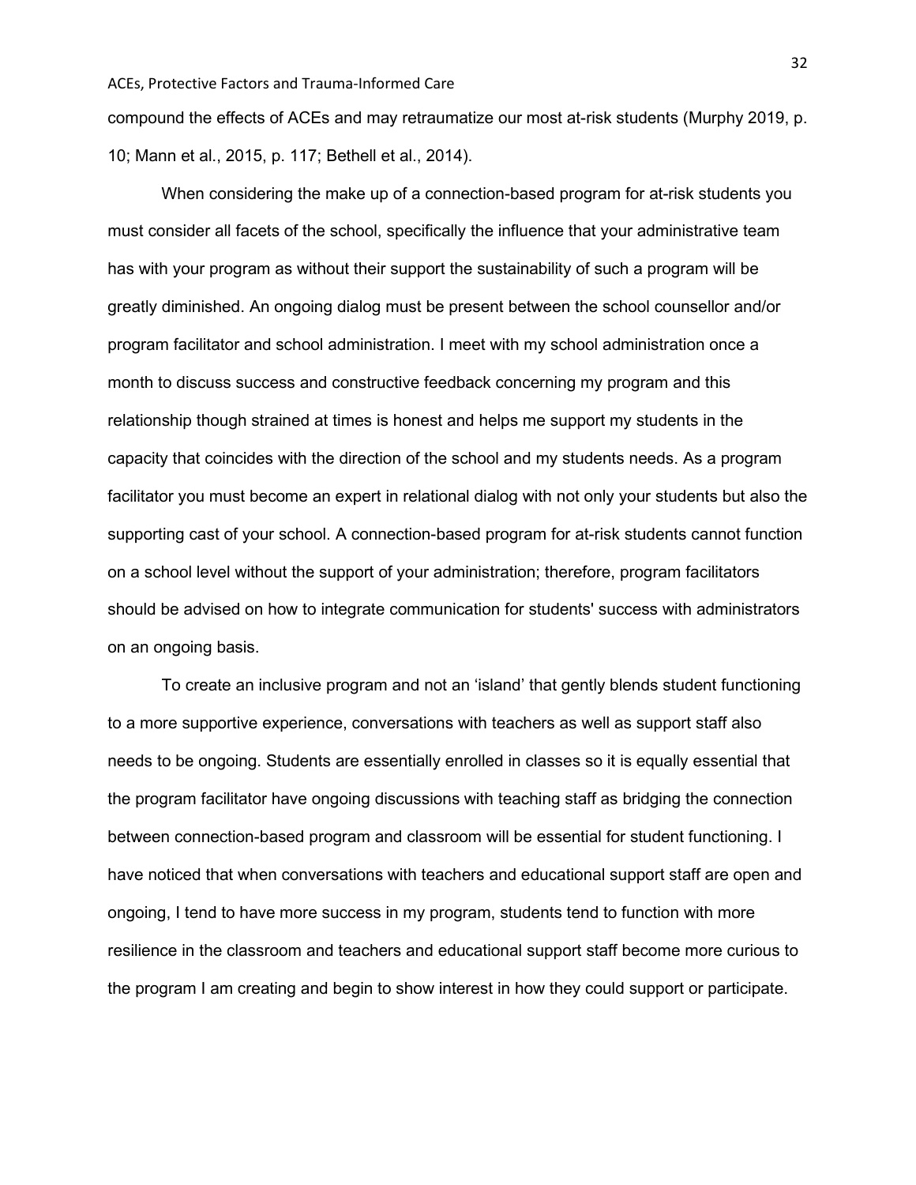compound the effects of ACEs and may retraumatize our most at-risk students (Murphy 2019, p. 10; Mann et al., 2015, p. 117; Bethell et al., 2014).

When considering the make up of a connection-based program for at-risk students you must consider all facets of the school, specifically the influence that your administrative team has with your program as without their support the sustainability of such a program will be greatly diminished. An ongoing dialog must be present between the school counsellor and/or program facilitator and school administration. I meet with my school administration once a month to discuss success and constructive feedback concerning my program and this relationship though strained at times is honest and helps me support my students in the capacity that coincides with the direction of the school and my students needs. As a program facilitator you must become an expert in relational dialog with not only your students but also the supporting cast of your school. A connection-based program for at-risk students cannot function on a school level without the support of your administration; therefore, program facilitators should be advised on how to integrate communication for students' success with administrators on an ongoing basis.

To create an inclusive program and not an 'island' that gently blends student functioning to a more supportive experience, conversations with teachers as well as support staff also needs to be ongoing. Students are essentially enrolled in classes so it is equally essential that the program facilitator have ongoing discussions with teaching staff as bridging the connection between connection-based program and classroom will be essential for student functioning. I have noticed that when conversations with teachers and educational support staff are open and ongoing, I tend to have more success in my program, students tend to function with more resilience in the classroom and teachers and educational support staff become more curious to the program I am creating and begin to show interest in how they could support or participate.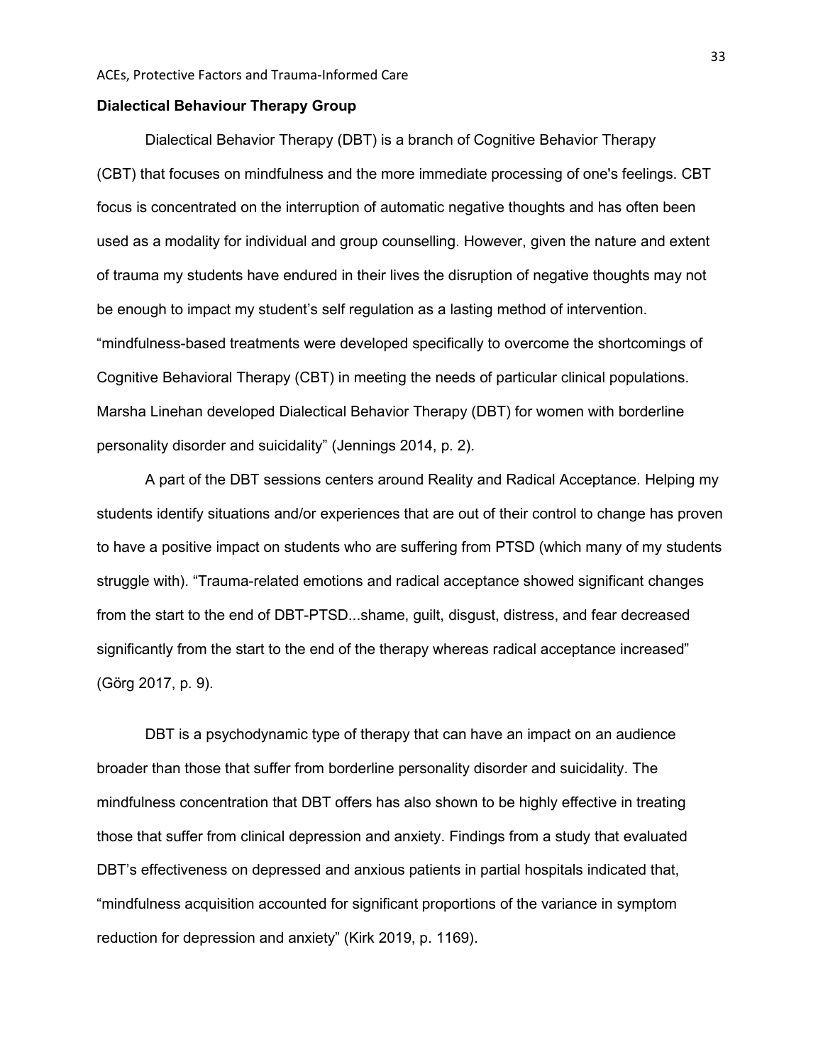### Dialectical Behaviour Therapy Group

Dialectical Behavior Therapy (DBT) is a branch of Cognitive Behavior Therapy (CBT) that focuses on mindfulness and the more immediate processing of one's feelings. CBT focus is concentrated on the interruption of automatic negative thoughts and has often been used as a modality for individual and group counselling. However, given the nature and extent of trauma my students have endured in their lives the disruption of negative thoughts may not be enough to impact my student's self regulation as a lasting method of intervention. "mindfulness-based treatments were developed specifically to overcome the shortcomings of Cognitive Behavioral Therapy (CBT) in meeting the needs of particular clinical populations. Marsha Linehan developed Dialectical Behavior Therapy (DBT) for women with borderline personality disorder and suicidality" (Jennings 2014, p. 2).

A part of the DBT sessions centers around Reality and Radical Acceptance. Helping my students identify situations and/or experiences that are out of their control to change has proven to have a positive impact on students who are suffering from PTSD (which many of my students struggle with). "Trauma-related emotions and radical acceptance showed significant changes from the start to the end of DBT-PTSD...shame, guilt, disgust, distress, and fear decreased significantly from the start to the end of the therapy whereas radical acceptance increased" (Görg 2017, p. 9).

DBT is a psychodynamic type of therapy that can have an impact on an audience broader than those that suffer from borderline personality disorder and suicidality. The mindfulness concentration that DBT offers has also shown to be highly effective in treating those that suffer from clinical depression and anxiety. Findings from a study that evaluated DBT's effectiveness on depressed and anxious patients in partial hospitals indicated that, "mindfulness acquisition accounted for significant proportions of the variance in symptom reduction for depression and anxiety" (Kirk 2019, p. 1169).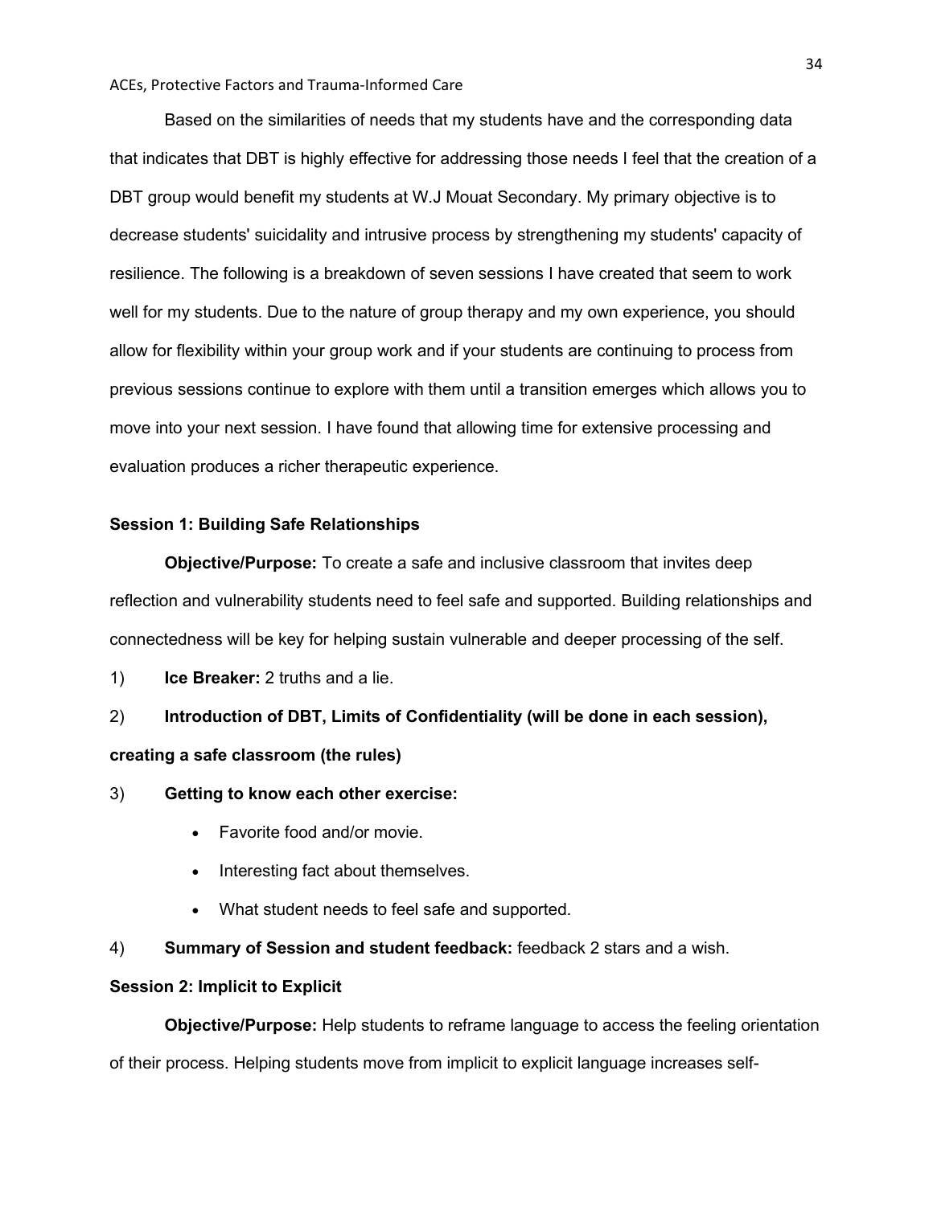Based on the similarities of needs that my students have and the corresponding data that indicates that DBT is highly effective for addressing those needs I feel that the creation of a DBT group would benefit my students at W.J Mouat Secondary. My primary objective is to decrease students' suicidality and intrusive process by strengthening my students' capacity of resilience. The following is a breakdown of seven sessions I have created that seem to work well for my students. Due to the nature of group therapy and my own experience, you should allow for flexibility within your group work and if your students are continuing to process from previous sessions continue to explore with them until a transition emerges which allows you to move into your next session. I have found that allowing time for extensive processing and evaluation produces a richer therapeutic experience.

**Session 1: Building Safe Relationships**

**Objective/Purpose:** To create a safe and inclusive classroom that invites deep reflection and vulnerability students need to feel safe and supported. Building relationships and connectedness will be key for helping sustain vulnerable and deeper processing of the self.

1) **Ice Breaker:** 2 truths and a lie.

2) **Introduction of DBT, Limits of Confidentiality (will be done in each session), creating a safe classroom (the rules)**

3) **Getting to know each other exercise:**

   - Favorite food and/or movie.
   - Interesting fact about themselves.
   - What student needs to feel safe and supported.

4) **Summary of Session and student feedback:** feedback 2 stars and a wish.

**Session 2: Implicit to Explicit**

**Objective/Purpose:** Help students to reframe language to access the feeling orientation of their process. Helping students move from implicit to explicit language increases self-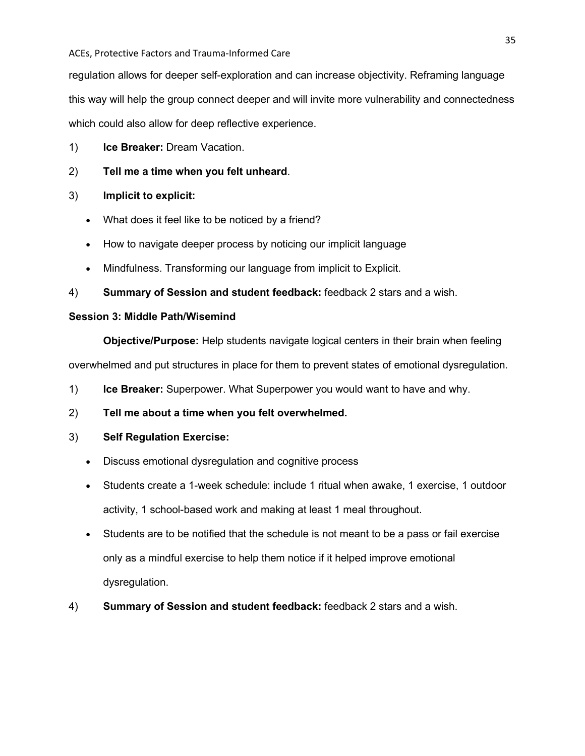regulation allows for deeper self-exploration and can increase objectivity. Reframing language this way will help the group connect deeper and will invite more vulnerability and connectedness which could also allow for deep reflective experience.

1) **Ice Breaker:** Dream Vacation.
2) **Tell me a time when you felt unheard**.
3) **Implicit to explicit:**
   - What does it feel like to be noticed by a friend?
   - How to navigate deeper process by noticing our implicit language
   - Mindfulness. Transforming our language from implicit to Explicit.
4) **Summary of Session and student feedback:** feedback 2 stars and a wish.

**Session 3: Middle Path/Wisemind**

**Objective/Purpose:** Help students navigate logical centers in their brain when feeling overwhelmed and put structures in place for them to prevent states of emotional dysregulation.

1) **Ice Breaker:** Superpower. What Superpower you would want to have and why.
2) **Tell me about a time when you felt overwhelmed.**
3) **Self Regulation Exercise:**
   - Discuss emotional dysregulation and cognitive process
   - Students create a 1-week schedule: include 1 ritual when awake, 1 exercise, 1 outdoor activity, 1 school-based work and making at least 1 meal throughout.
   - Students are to be notified that the schedule is not meant to be a pass or fail exercise only as a mindful exercise to help them notice if it helped improve emotional dysregulation.
4) **Summary of Session and student feedback:** feedback 2 stars and a wish.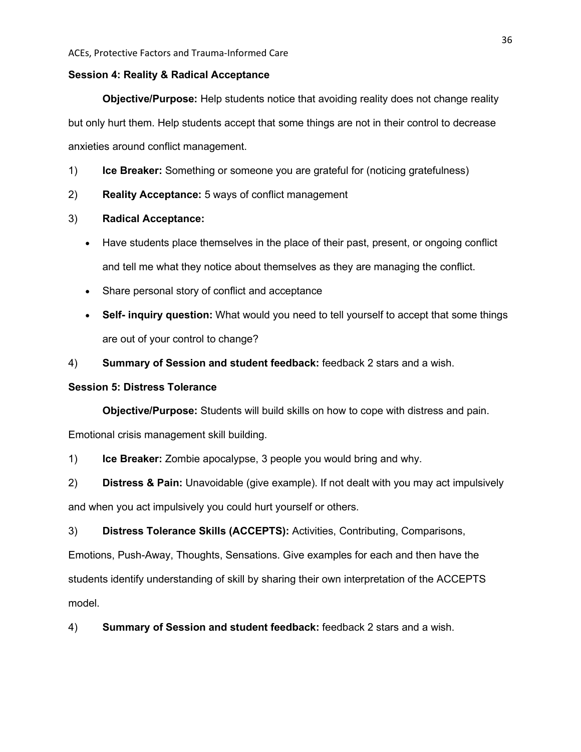**Session 4: Reality & Radical Acceptance**

**Objective/Purpose:** Help students notice that avoiding reality does not change reality but only hurt them. Help students accept that some things are not in their control to decrease anxieties around conflict management.

1) **Ice Breaker:** Something or someone you are grateful for (noticing gratefulness)
2) **Reality Acceptance:** 5 ways of conflict management
3) **Radical Acceptance:**
   - Have students place themselves in the place of their past, present, or ongoing conflict and tell me what they notice about themselves as they are managing the conflict.
   - Share personal story of conflict and acceptance
   - **Self- inquiry question:** What would you need to tell yourself to accept that some things are out of your control to change?
4) **Summary of Session and student feedback:** feedback 2 stars and a wish.

**Session 5: Distress Tolerance**

**Objective/Purpose:** Students will build skills on how to cope with distress and pain. Emotional crisis management skill building.

1) **Ice Breaker:** Zombie apocalypse, 3 people you would bring and why.
2) **Distress & Pain:** Unavoidable (give example). If not dealt with you may act impulsively and when you act impulsively you could hurt yourself or others.
3) **Distress Tolerance Skills (ACCEPTS):** Activities, Contributing, Comparisons, Emotions, Push-Away, Thoughts, Sensations. Give examples for each and then have the students identify understanding of skill by sharing their own interpretation of the ACCEPTS model.
4) **Summary of Session and student feedback:** feedback 2 stars and a wish.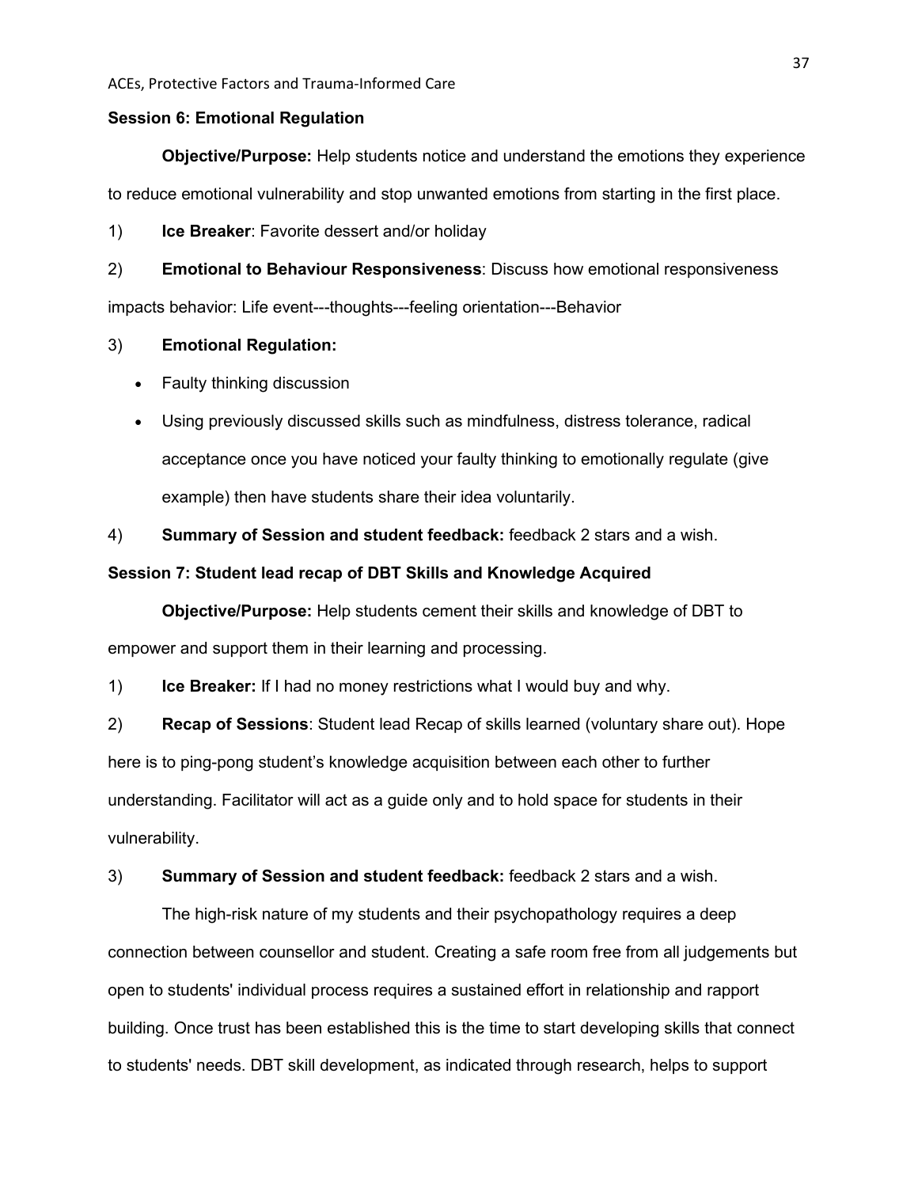**Session 6: Emotional Regulation**

**Objective/Purpose:** Help students notice and understand the emotions they experience to reduce emotional vulnerability and stop unwanted emotions from starting in the first place.

1) **Ice Breaker**: Favorite dessert and/or holiday

2) **Emotional to Behaviour Responsiveness**: Discuss how emotional responsiveness impacts behavior: Life event---thoughts---feeling orientation---Behavior

3) **Emotional Regulation:**

- Faulty thinking discussion
- Using previously discussed skills such as mindfulness, distress tolerance, radical acceptance once you have noticed your faulty thinking to emotionally regulate (give example) then have students share their idea voluntarily.

4) **Summary of Session and student feedback:** feedback 2 stars and a wish.

**Session 7: Student lead recap of DBT Skills and Knowledge Acquired**

**Objective/Purpose:** Help students cement their skills and knowledge of DBT to empower and support them in their learning and processing.

1) **Ice Breaker:** If I had no money restrictions what I would buy and why.

2) **Recap of Sessions**: Student lead Recap of skills learned (voluntary share out). Hope here is to ping-pong student's knowledge acquisition between each other to further understanding. Facilitator will act as a guide only and to hold space for students in their vulnerability.

3) **Summary of Session and student feedback:** feedback 2 stars and a wish.

The high-risk nature of my students and their psychopathology requires a deep connection between counsellor and student. Creating a safe room free from all judgements but open to students' individual process requires a sustained effort in relationship and rapport building. Once trust has been established this is the time to start developing skills that connect to students' needs. DBT skill development, as indicated through research, helps to support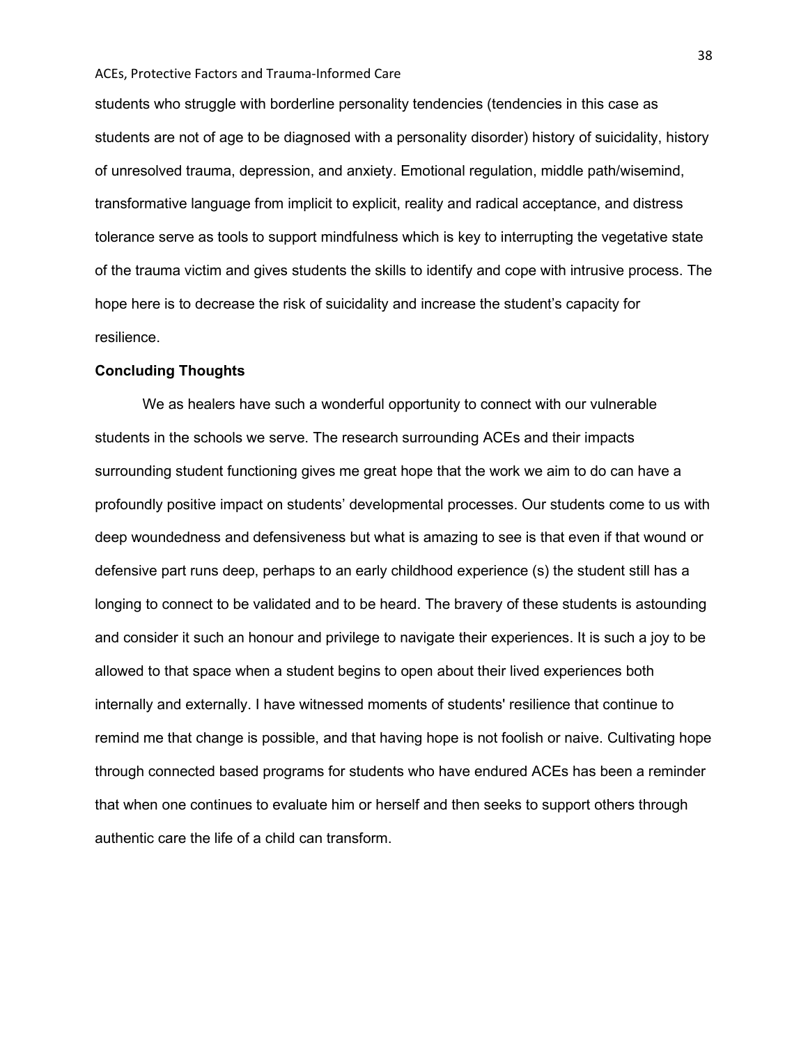students who struggle with borderline personality tendencies (tendencies in this case as students are not of age to be diagnosed with a personality disorder) history of suicidality, history of unresolved trauma, depression, and anxiety. Emotional regulation, middle path/wisemind, transformative language from implicit to explicit, reality and radical acceptance, and distress tolerance serve as tools to support mindfulness which is key to interrupting the vegetative state of the trauma victim and gives students the skills to identify and cope with intrusive process. The hope here is to decrease the risk of suicidality and increase the student's capacity for resilience.

**Concluding Thoughts**

We as healers have such a wonderful opportunity to connect with our vulnerable students in the schools we serve. The research surrounding ACEs and their impacts surrounding student functioning gives me great hope that the work we aim to do can have a profoundly positive impact on students' developmental processes. Our students come to us with deep woundedness and defensiveness but what is amazing to see is that even if that wound or defensive part runs deep, perhaps to an early childhood experience (s) the student still has a longing to connect to be validated and to be heard. The bravery of these students is astounding and consider it such an honour and privilege to navigate their experiences. It is such a joy to be allowed to that space when a student begins to open about their lived experiences both internally and externally. I have witnessed moments of students' resilience that continue to remind me that change is possible, and that having hope is not foolish or naive. Cultivating hope through connected based programs for students who have endured ACEs has been a reminder that when one continues to evaluate him or herself and then seeks to support others through authentic care the life of a child can transform.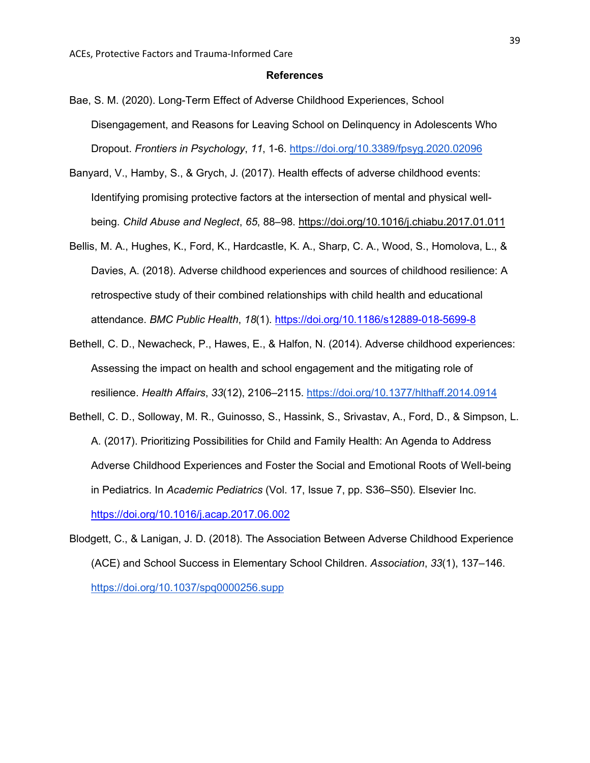## References

Bae, S. M. (2020). Long-Term Effect of Adverse Childhood Experiences, School Disengagement, and Reasons for Leaving School on Delinquency in Adolescents Who Dropout. *Frontiers in Psychology*, *11*, 1-6. https://doi.org/10.3389/fpsyg.2020.02096

Banyard, V., Hamby, S., & Grych, J. (2017). Health effects of adverse childhood events: Identifying promising protective factors at the intersection of mental and physical well-being. *Child Abuse and Neglect*, *65*, 88–98. https://doi.org/10.1016/j.chiabu.2017.01.011

Bellis, M. A., Hughes, K., Ford, K., Hardcastle, K. A., Sharp, C. A., Wood, S., Homolova, L., & Davies, A. (2018). Adverse childhood experiences and sources of childhood resilience: A retrospective study of their combined relationships with child health and educational attendance. *BMC Public Health*, *18*(1). https://doi.org/10.1186/s12889-018-5699-8

Bethell, C. D., Newacheck, P., Hawes, E., & Halfon, N. (2014). Adverse childhood experiences: Assessing the impact on health and school engagement and the mitigating role of resilience. *Health Affairs*, *33*(12), 2106–2115. https://doi.org/10.1377/hlthaff.2014.0914

Bethell, C. D., Solloway, M. R., Guinosso, S., Hassink, S., Srivastav, A., Ford, D., & Simpson, L. A. (2017). Prioritizing Possibilities for Child and Family Health: An Agenda to Address Adverse Childhood Experiences and Foster the Social and Emotional Roots of Well-being in Pediatrics. In *Academic Pediatrics* (Vol. 17, Issue 7, pp. S36–S50). Elsevier Inc. https://doi.org/10.1016/j.acap.2017.06.002

Blodgett, C., & Lanigan, J. D. (2018). The Association Between Adverse Childhood Experience (ACE) and School Success in Elementary School Children. *Association*, *33*(1), 137–146. https://doi.org/10.1037/spq0000256.supp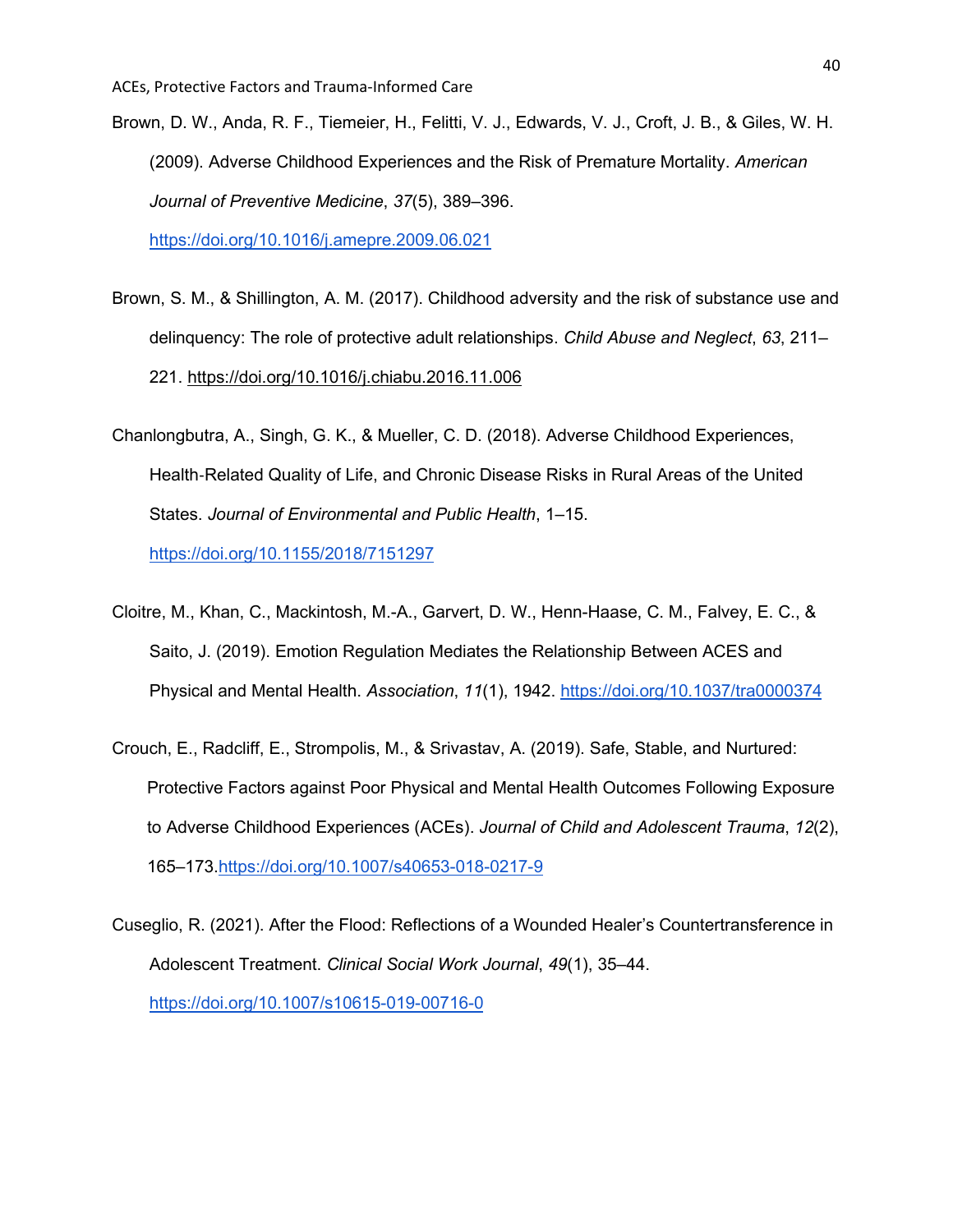Brown, D. W., Anda, R. F., Tiemeier, H., Felitti, V. J., Edwards, V. J., Croft, J. B., & Giles, W. H. (2009). Adverse Childhood Experiences and the Risk of Premature Mortality. *American Journal of Preventive Medicine*, *37*(5), 389–396. https://doi.org/10.1016/j.amepre.2009.06.021

Brown, S. M., & Shillington, A. M. (2017). Childhood adversity and the risk of substance use and delinquency: The role of protective adult relationships. *Child Abuse and Neglect*, *63*, 211–221. https://doi.org/10.1016/j.chiabu.2016.11.006

Chanlongbutra, A., Singh, G. K., & Mueller, C. D. (2018). Adverse Childhood Experiences, Health-Related Quality of Life, and Chronic Disease Risks in Rural Areas of the United States. *Journal of Environmental and Public Health*, 1–15. https://doi.org/10.1155/2018/7151297

Cloitre, M., Khan, C., Mackintosh, M.-A., Garvert, D. W., Henn-Haase, C. M., Falvey, E. C., & Saito, J. (2019). Emotion Regulation Mediates the Relationship Between ACES and Physical and Mental Health. *Association*, *11*(1), 1942. https://doi.org/10.1037/tra0000374

Crouch, E., Radcliff, E., Strompolis, M., & Srivastav, A. (2019). Safe, Stable, and Nurtured: Protective Factors against Poor Physical and Mental Health Outcomes Following Exposure to Adverse Childhood Experiences (ACEs). *Journal of Child and Adolescent Trauma*, *12*(2), 165–173.https://doi.org/10.1007/s40653-018-0217-9

Cuseglio, R. (2021). After the Flood: Reflections of a Wounded Healer's Countertransference in Adolescent Treatment. *Clinical Social Work Journal*, *49*(1), 35–44. https://doi.org/10.1007/s10615-019-00716-0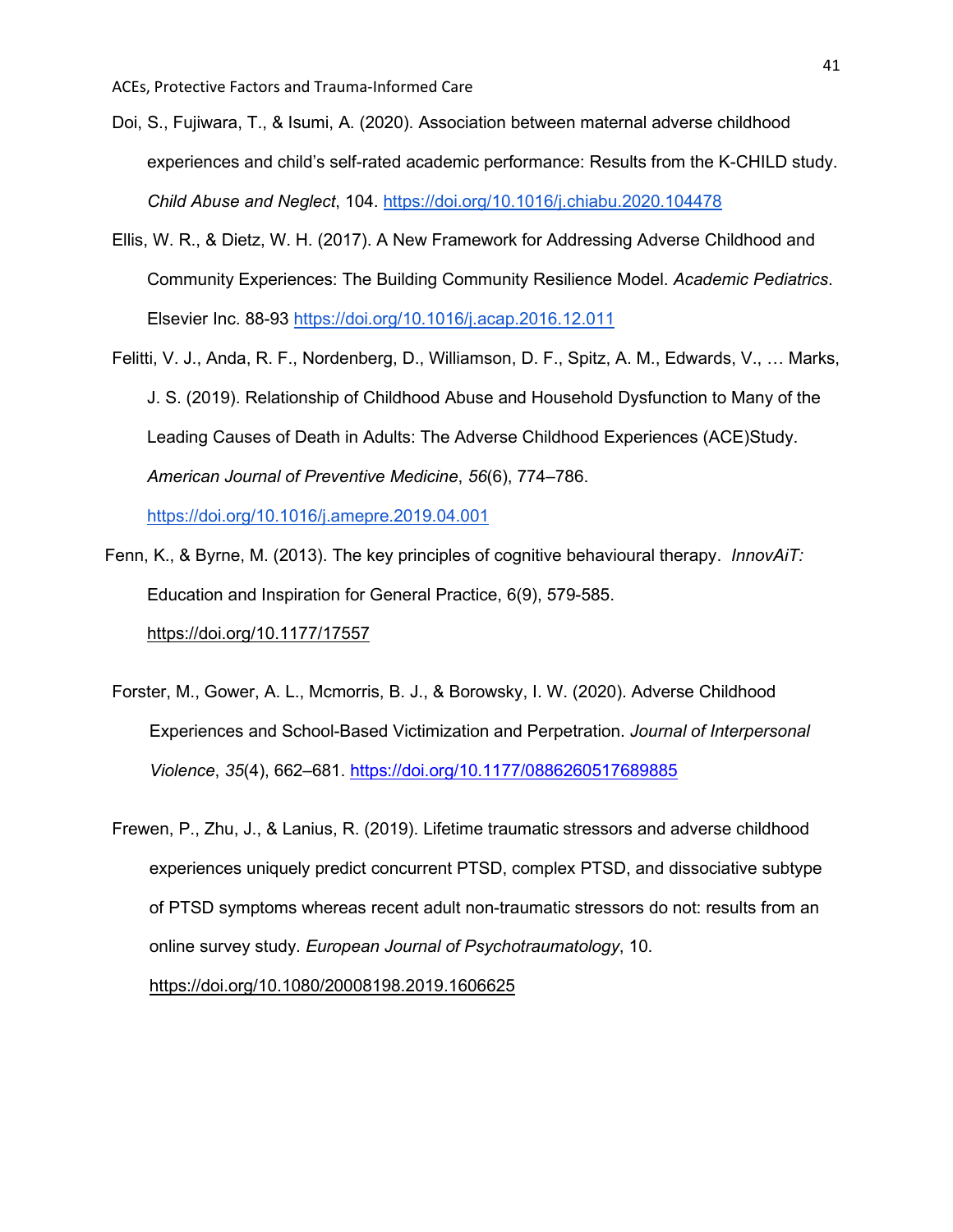Doi, S., Fujiwara, T., & Isumi, A. (2020). Association between maternal adverse childhood experiences and child's self-rated academic performance: Results from the K-CHILD study. *Child Abuse and Neglect*, 104. https://doi.org/10.1016/j.chiabu.2020.104478

Ellis, W. R., & Dietz, W. H. (2017). A New Framework for Addressing Adverse Childhood and Community Experiences: The Building Community Resilience Model. *Academic Pediatrics*. Elsevier Inc. 88-93 https://doi.org/10.1016/j.acap.2016.12.011

Felitti, V. J., Anda, R. F., Nordenberg, D., Williamson, D. F., Spitz, A. M., Edwards, V., … Marks, J. S. (2019). Relationship of Childhood Abuse and Household Dysfunction to Many of the Leading Causes of Death in Adults: The Adverse Childhood Experiences (ACE)Study. *American Journal of Preventive Medicine*, *56*(6), 774–786. https://doi.org/10.1016/j.amepre.2019.04.001

Fenn, K., & Byrne, M. (2013). The key principles of cognitive behavioural therapy. *InnovAiT:* Education and Inspiration for General Practice, 6(9), 579-585. https://doi.org/10.1177/17557

Forster, M., Gower, A. L., Mcmorris, B. J., & Borowsky, I. W. (2020). Adverse Childhood Experiences and School-Based Victimization and Perpetration. *Journal of Interpersonal Violence*, *35*(4), 662–681. https://doi.org/10.1177/0886260517689885

Frewen, P., Zhu, J., & Lanius, R. (2019). Lifetime traumatic stressors and adverse childhood experiences uniquely predict concurrent PTSD, complex PTSD, and dissociative subtype of PTSD symptoms whereas recent adult non-traumatic stressors do not: results from an online survey study. *European Journal of Psychotraumatology*, 10. https://doi.org/10.1080/20008198.2019.1606625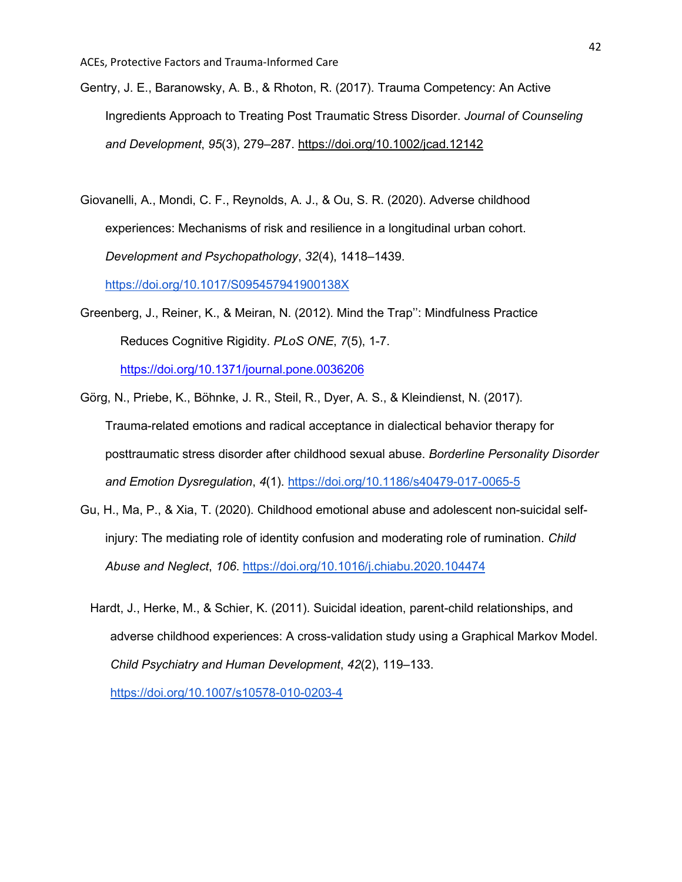Gentry, J. E., Baranowsky, A. B., & Rhoton, R. (2017). Trauma Competency: An Active Ingredients Approach to Treating Post Traumatic Stress Disorder. *Journal of Counseling and Development*, *95*(3), 279–287. https://doi.org/10.1002/jcad.12142

Giovanelli, A., Mondi, C. F., Reynolds, A. J., & Ou, S. R. (2020). Adverse childhood experiences: Mechanisms of risk and resilience in a longitudinal urban cohort. *Development and Psychopathology*, *32*(4), 1418–1439. https://doi.org/10.1017/S095457941900138X

Greenberg, J., Reiner, K., & Meiran, N. (2012). Mind the Trap'': Mindfulness Practice Reduces Cognitive Rigidity. *PLoS ONE*, *7*(5), 1-7. https://doi.org/10.1371/journal.pone.0036206

Görg, N., Priebe, K., Böhnke, J. R., Steil, R., Dyer, A. S., & Kleindienst, N. (2017). Trauma-related emotions and radical acceptance in dialectical behavior therapy for posttraumatic stress disorder after childhood sexual abuse. *Borderline Personality Disorder and Emotion Dysregulation*, *4*(1). https://doi.org/10.1186/s40479-017-0065-5

Gu, H., Ma, P., & Xia, T. (2020). Childhood emotional abuse and adolescent non-suicidal self-injury: The mediating role of identity confusion and moderating role of rumination. *Child Abuse and Neglect*, *106*. https://doi.org/10.1016/j.chiabu.2020.104474

Hardt, J., Herke, M., & Schier, K. (2011). Suicidal ideation, parent-child relationships, and adverse childhood experiences: A cross-validation study using a Graphical Markov Model. *Child Psychiatry and Human Development*, *42*(2), 119–133. https://doi.org/10.1007/s10578-010-0203-4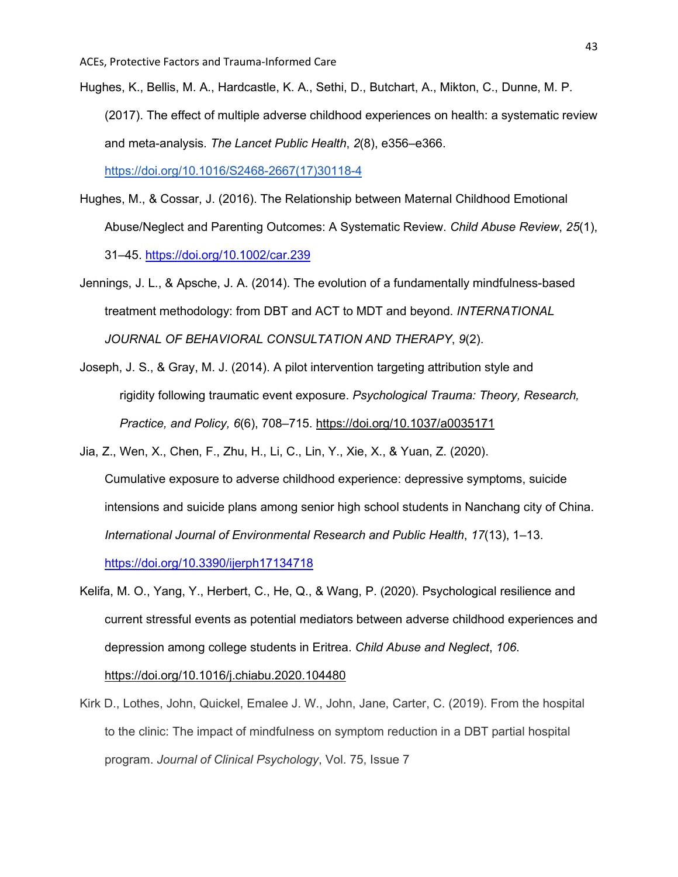Hughes, K., Bellis, M. A., Hardcastle, K. A., Sethi, D., Butchart, A., Mikton, C., Dunne, M. P. (2017). The effect of multiple adverse childhood experiences on health: a systematic review and meta-analysis. *The Lancet Public Health*, *2*(8), e356–e366. https://doi.org/10.1016/S2468-2667(17)30118-4

Hughes, M., & Cossar, J. (2016). The Relationship between Maternal Childhood Emotional Abuse/Neglect and Parenting Outcomes: A Systematic Review. *Child Abuse Review*, *25*(1), 31–45. https://doi.org/10.1002/car.239

Jennings, J. L., & Apsche, J. A. (2014). The evolution of a fundamentally mindfulness-based treatment methodology: from DBT and ACT to MDT and beyond. *INTERNATIONAL JOURNAL OF BEHAVIORAL CONSULTATION AND THERAPY*, *9*(2).

Joseph, J. S., & Gray, M. J. (2014). A pilot intervention targeting attribution style and rigidity following traumatic event exposure. *Psychological Trauma: Theory, Research, Practice, and Policy, 6*(6), 708–715. https://doi.org/10.1037/a0035171

Jia, Z., Wen, X., Chen, F., Zhu, H., Li, C., Lin, Y., Xie, X., & Yuan, Z. (2020). Cumulative exposure to adverse childhood experience: depressive symptoms, suicide intensions and suicide plans among senior high school students in Nanchang city of China. *International Journal of Environmental Research and Public Health*, *17*(13), 1–13. https://doi.org/10.3390/ijerph17134718

Kelifa, M. O., Yang, Y., Herbert, C., He, Q., & Wang, P. (2020). Psychological resilience and current stressful events as potential mediators between adverse childhood experiences and depression among college students in Eritrea. *Child Abuse and Neglect*, *106*. https://doi.org/10.1016/j.chiabu.2020.104480

Kirk D., Lothes, John, Quickel, Emalee J. W., John, Jane, Carter, C. (2019). From the hospital to the clinic: The impact of mindfulness on symptom reduction in a DBT partial hospital program. *Journal of Clinical Psychology*, Vol. 75, Issue 7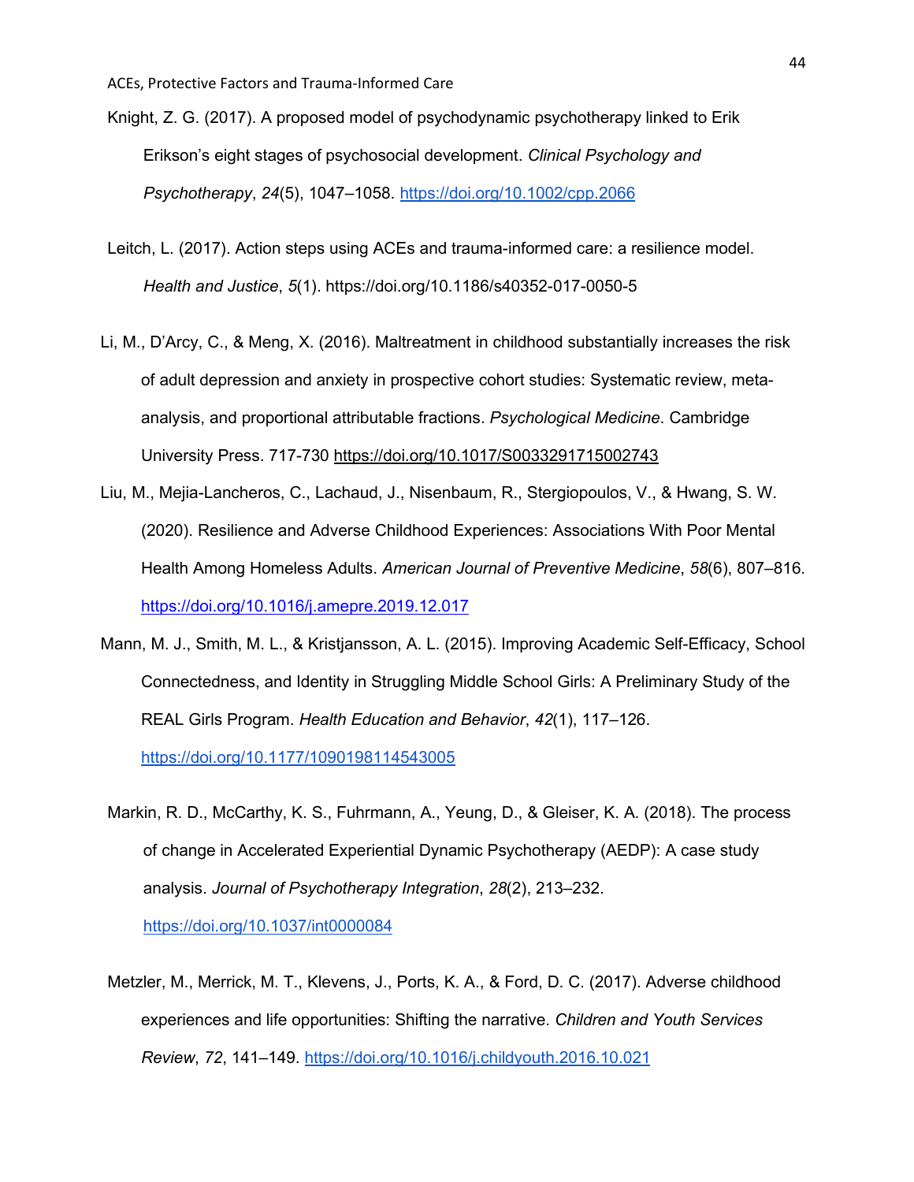Knight, Z. G. (2017). A proposed model of psychodynamic psychotherapy linked to Erik Erikson's eight stages of psychosocial development. *Clinical Psychology and Psychotherapy*, *24*(5), 1047–1058. https://doi.org/10.1002/cpp.2066

Leitch, L. (2017). Action steps using ACEs and trauma-informed care: a resilience model. *Health and Justice*, *5*(1). https://doi.org/10.1186/s40352-017-0050-5

Li, M., D'Arcy, C., & Meng, X. (2016). Maltreatment in childhood substantially increases the risk of adult depression and anxiety in prospective cohort studies: Systematic review, meta-analysis, and proportional attributable fractions. *Psychological Medicine*. Cambridge University Press. 717-730 https://doi.org/10.1017/S0033291715002743

Liu, M., Mejia-Lancheros, C., Lachaud, J., Nisenbaum, R., Stergiopoulos, V., & Hwang, S. W. (2020). Resilience and Adverse Childhood Experiences: Associations With Poor Mental Health Among Homeless Adults. *American Journal of Preventive Medicine*, *58*(6), 807–816. https://doi.org/10.1016/j.amepre.2019.12.017

Mann, M. J., Smith, M. L., & Kristjansson, A. L. (2015). Improving Academic Self-Efficacy, School Connectedness, and Identity in Struggling Middle School Girls: A Preliminary Study of the REAL Girls Program. *Health Education and Behavior*, *42*(1), 117–126. https://doi.org/10.1177/1090198114543005

Markin, R. D., McCarthy, K. S., Fuhrmann, A., Yeung, D., & Gleiser, K. A. (2018). The process of change in Accelerated Experiential Dynamic Psychotherapy (AEDP): A case study analysis. *Journal of Psychotherapy Integration*, *28*(2), 213–232. https://doi.org/10.1037/int0000084

Metzler, M., Merrick, M. T., Klevens, J., Ports, K. A., & Ford, D. C. (2017). Adverse childhood experiences and life opportunities: Shifting the narrative. *Children and Youth Services Review*, *72*, 141–149. https://doi.org/10.1016/j.childyouth.2016.10.021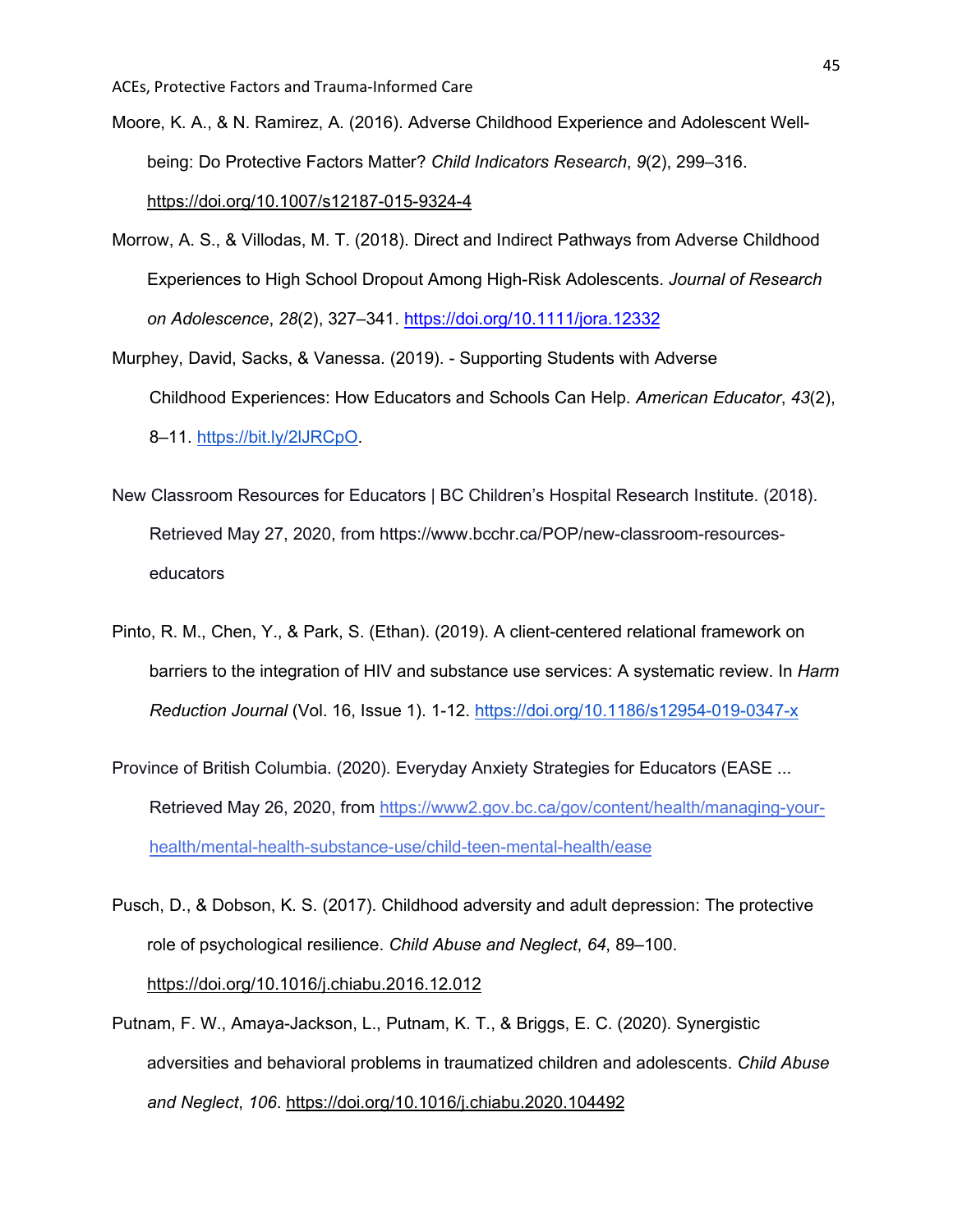Moore, K. A., & N. Ramirez, A. (2016). Adverse Childhood Experience and Adolescent Well-being: Do Protective Factors Matter? *Child Indicators Research*, *9*(2), 299–316. https://doi.org/10.1007/s12187-015-9324-4

Morrow, A. S., & Villodas, M. T. (2018). Direct and Indirect Pathways from Adverse Childhood Experiences to High School Dropout Among High-Risk Adolescents. *Journal of Research on Adolescence*, *28*(2), 327–341. https://doi.org/10.1111/jora.12332

Murphey, David, Sacks, & Vanessa. (2019). - Supporting Students with Adverse Childhood Experiences: How Educators and Schools Can Help. *American Educator*, *43*(2), 8–11. https://bit.ly/2lJRCpO.

New Classroom Resources for Educators | BC Children's Hospital Research Institute. (2018). Retrieved May 27, 2020, from https://www.bcchr.ca/POP/new-classroom-resources-educators

Pinto, R. M., Chen, Y., & Park, S. (Ethan). (2019). A client-centered relational framework on barriers to the integration of HIV and substance use services: A systematic review. In *Harm Reduction Journal* (Vol. 16, Issue 1). 1-12. https://doi.org/10.1186/s12954-019-0347-x

Province of British Columbia. (2020). Everyday Anxiety Strategies for Educators (EASE ... Retrieved May 26, 2020, from https://www2.gov.bc.ca/gov/content/health/managing-your-health/mental-health-substance-use/child-teen-mental-health/ease

Pusch, D., & Dobson, K. S. (2017). Childhood adversity and adult depression: The protective role of psychological resilience. *Child Abuse and Neglect*, *64*, 89–100. https://doi.org/10.1016/j.chiabu.2016.12.012

Putnam, F. W., Amaya-Jackson, L., Putnam, K. T., & Briggs, E. C. (2020). Synergistic adversities and behavioral problems in traumatized children and adolescents. *Child Abuse and Neglect*, *106*. https://doi.org/10.1016/j.chiabu.2020.104492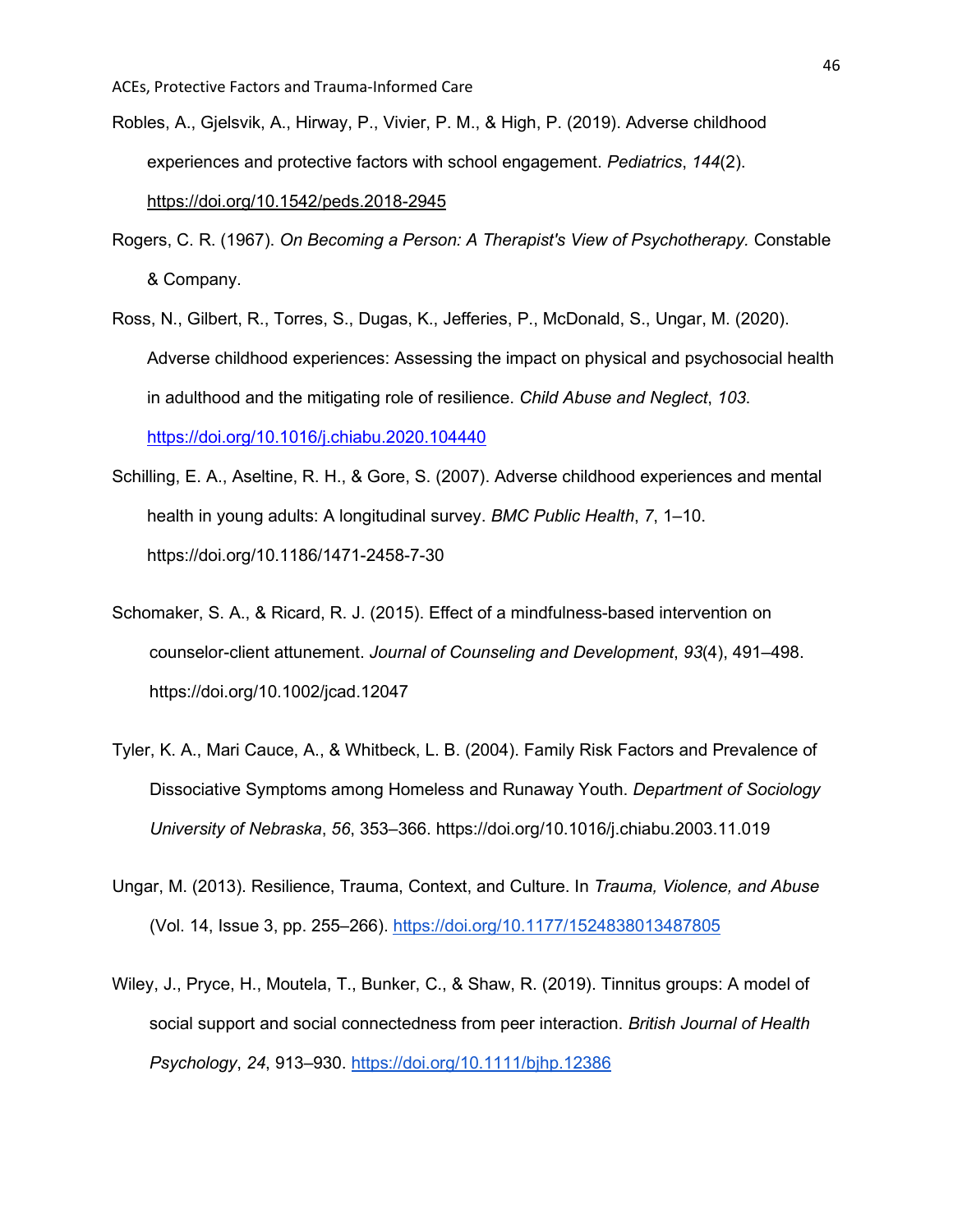Robles, A., Gjelsvik, A., Hirway, P., Vivier, P. M., & High, P. (2019). Adverse childhood experiences and protective factors with school engagement. *Pediatrics*, *144*(2). https://doi.org/10.1542/peds.2018-2945

Rogers, C. R. (1967). *On Becoming a Person: A Therapist's View of Psychotherapy.* Constable & Company.

Ross, N., Gilbert, R., Torres, S., Dugas, K., Jefferies, P., McDonald, S., Ungar, M. (2020). Adverse childhood experiences: Assessing the impact on physical and psychosocial health in adulthood and the mitigating role of resilience. *Child Abuse and Neglect*, *103*. https://doi.org/10.1016/j.chiabu.2020.104440

Schilling, E. A., Aseltine, R. H., & Gore, S. (2007). Adverse childhood experiences and mental health in young adults: A longitudinal survey. *BMC Public Health*, *7*, 1–10. https://doi.org/10.1186/1471-2458-7-30

Schomaker, S. A., & Ricard, R. J. (2015). Effect of a mindfulness-based intervention on counselor-client attunement. *Journal of Counseling and Development*, *93*(4), 491–498. https://doi.org/10.1002/jcad.12047

Tyler, K. A., Mari Cauce, A., & Whitbeck, L. B. (2004). Family Risk Factors and Prevalence of Dissociative Symptoms among Homeless and Runaway Youth. *Department of Sociology University of Nebraska*, *56*, 353–366. https://doi.org/10.1016/j.chiabu.2003.11.019

Ungar, M. (2013). Resilience, Trauma, Context, and Culture. In *Trauma, Violence, and Abuse* (Vol. 14, Issue 3, pp. 255–266). https://doi.org/10.1177/1524838013487805

Wiley, J., Pryce, H., Moutela, T., Bunker, C., & Shaw, R. (2019). Tinnitus groups: A model of social support and social connectedness from peer interaction. *British Journal of Health Psychology*, *24*, 913–930. https://doi.org/10.1111/bjhp.12386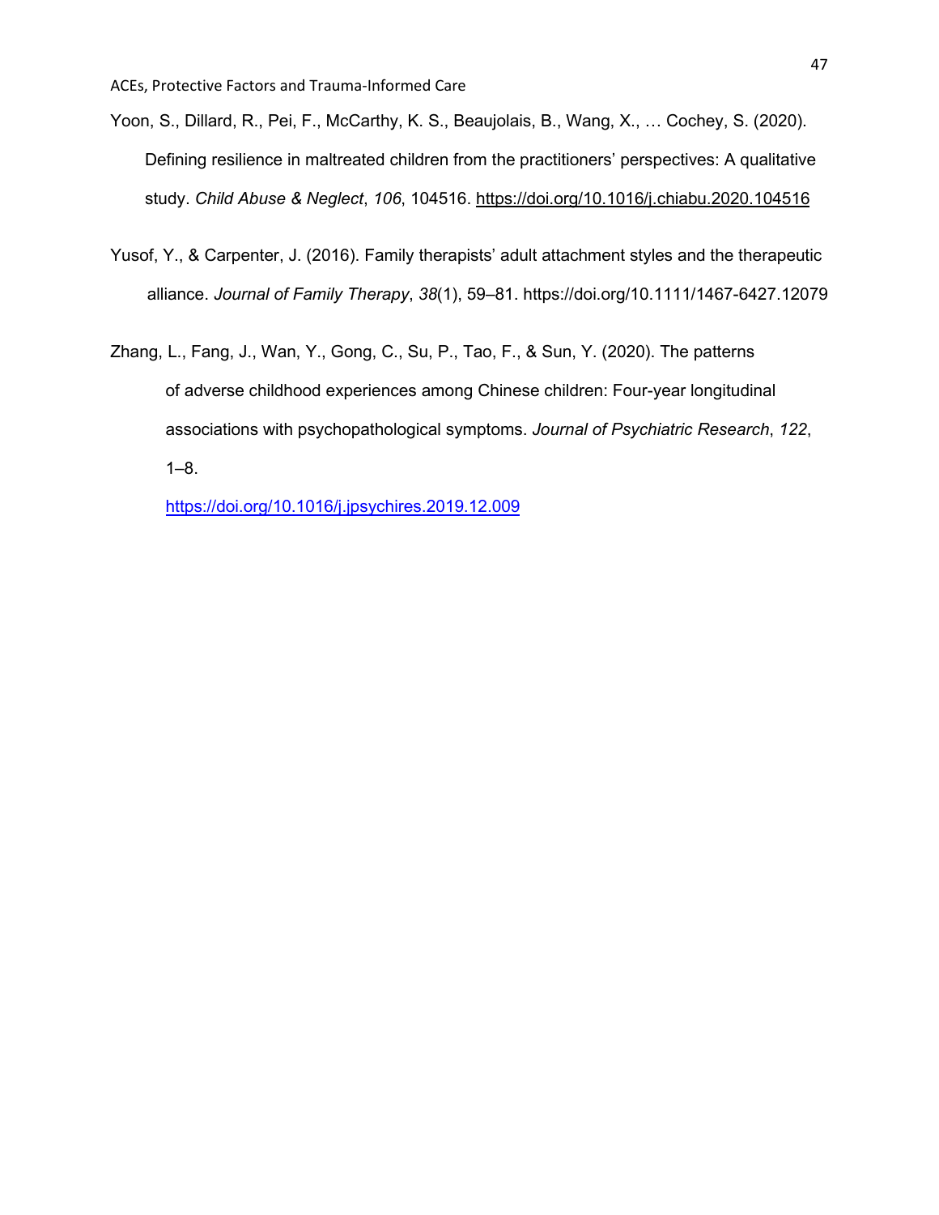Yoon, S., Dillard, R., Pei, F., McCarthy, K. S., Beaujolais, B., Wang, X., … Cochey, S. (2020). Defining resilience in maltreated children from the practitioners' perspectives: A qualitative study. *Child Abuse & Neglect*, *106*, 104516. https://doi.org/10.1016/j.chiabu.2020.104516

Yusof, Y., & Carpenter, J. (2016). Family therapists' adult attachment styles and the therapeutic alliance. *Journal of Family Therapy*, *38*(1), 59–81. https://doi.org/10.1111/1467-6427.12079

Zhang, L., Fang, J., Wan, Y., Gong, C., Su, P., Tao, F., & Sun, Y. (2020). The patterns of adverse childhood experiences among Chinese children: Four-year longitudinal associations with psychopathological symptoms. *Journal of Psychiatric Research*, *122*, 1–8. https://doi.org/10.1016/j.jpsychires.2019.12.009